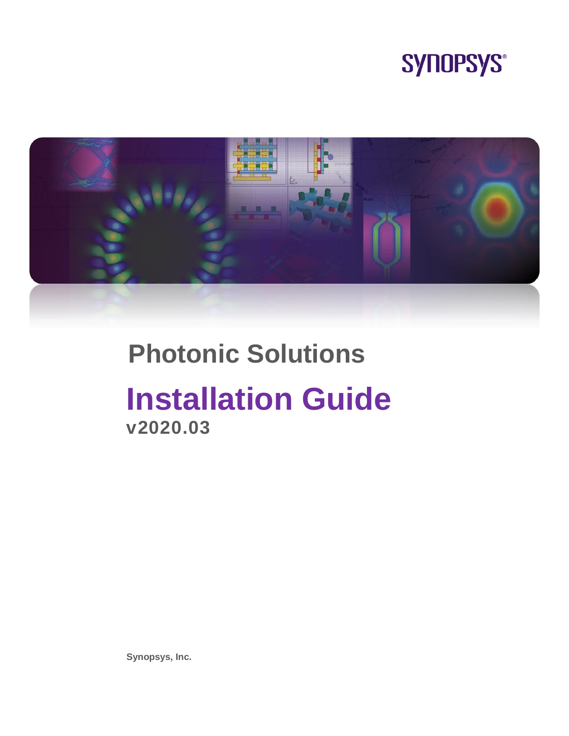SYNOPSYS®

# Photonic Solutions

# Installation Guide

**v2020.03**

**Synopsys, Inc.**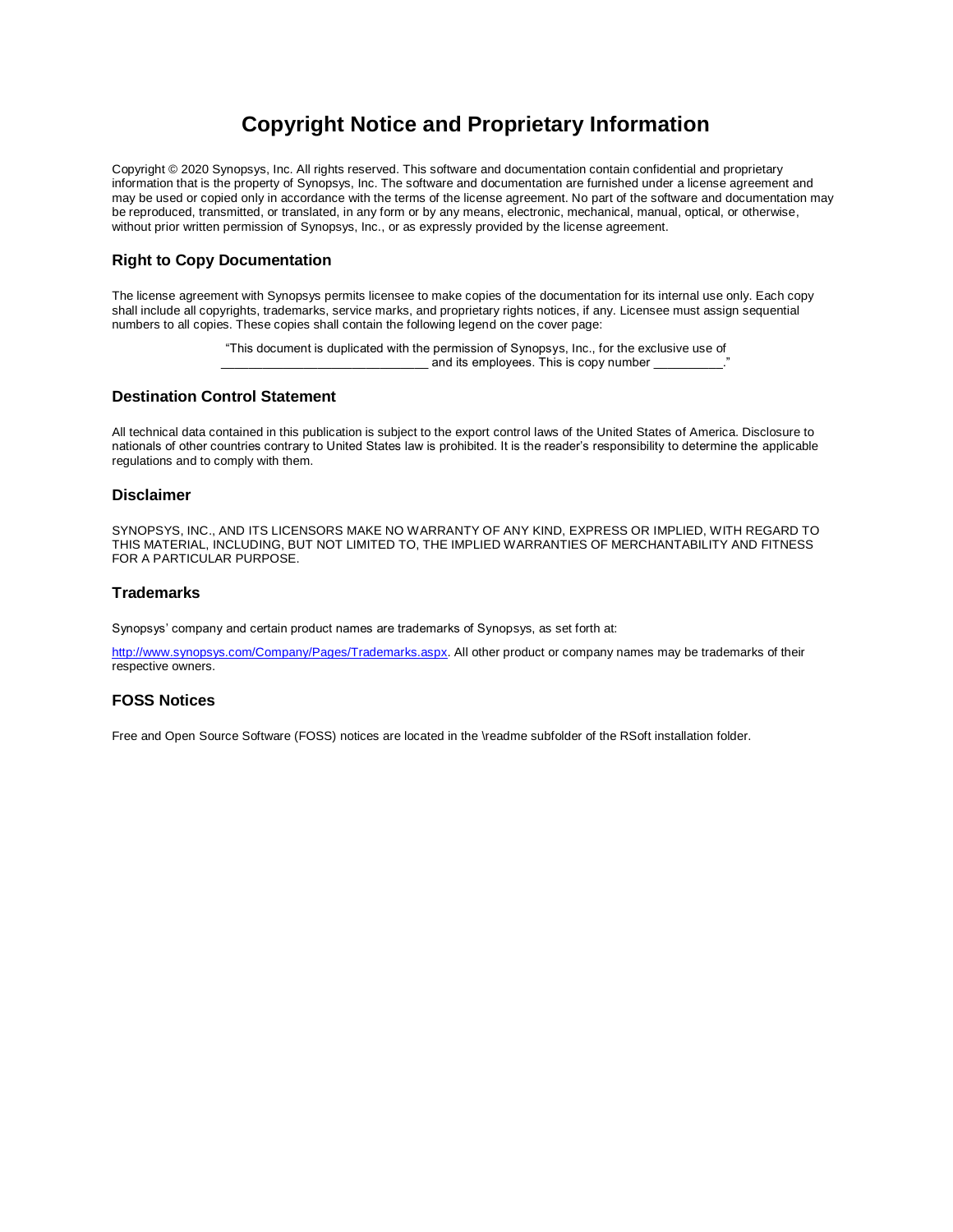# Copyright Notice and Proprietary Information

Copyright © 2020 Synopsys, Inc. All rights reserved. This software and documentation contain confidential and proprietary information that is the property of Synopsys, Inc. The software and documentation are furnished under a license agreement and may be used or copied only in accordance with the terms of the license agreement. No part of the software and documentation may be reproduced, transmitted, or translated, in any form or by any means, electronic, mechanical, manual, optical, or otherwise, without prior written permission of Synopsys, Inc., or as expressly provided by the license agreement.

## Right to Copy Documentation

The license agreement with Synopsys permits licensee to make copies of the documentation for its internal use only. Each copy shall include all copyrights, trademarks, service marks, and proprietary rights notices, if any. Licensee must assign sequential numbers to all copies. These copies shall contain the following legend on the cover page:

"This document is duplicated with the permission of Synopsys, Inc., for the exclusive use of ______________________________ and its employees. This is copy number __________."

## Destination Control Statement

All technical data contained in this publication is subject to the export control laws of the United States of America. Disclosure to nationals of other countries contrary to United States law is prohibited. It is the reader's responsibility to determine the applicable regulations and to comply with them.

## Disclaimer

SYNOPSYS, INC., AND ITS LICENSORS MAKE NO WARRANTY OF ANY KIND, EXPRESS OR IMPLIED, WITH REGARD TO THIS MATERIAL, INCLUDING, BUT NOT LIMITED TO, THE IMPLIED WARRANTIES OF MERCHANTABILITY AND FITNESS FOR A PARTICULAR PURPOSE.

## Trademarks

Synopsys' company and certain product names are trademarks of Synopsys, as set forth at:

http://www.synopsys.com/Company/Pages/Trademarks.aspx. All other product or company names may be trademarks of their respective owners.

## FOSS Notices

Free and Open Source Software (FOSS) notices are located in the \readme subfolder of the RSoft installation folder.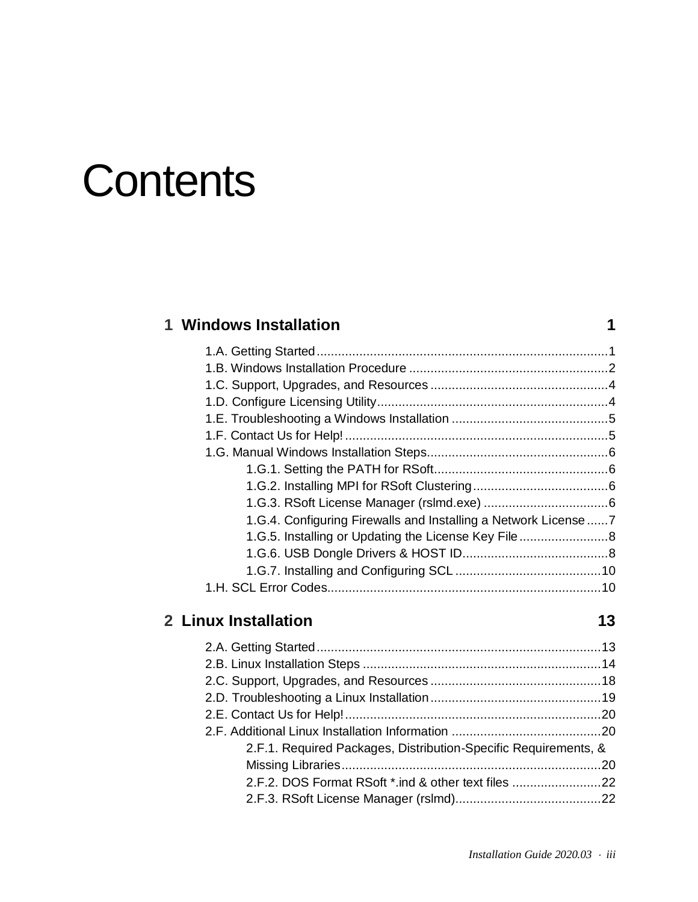# Contents

## 1 Windows Installation 1

1.A. Getting Started ......... 1
1.B. Windows Installation Procedure ......... 2
1.C. Support, Upgrades, and Resources ......... 4
1.D. Configure Licensing Utility ......... 4
1.E. Troubleshooting a Windows Installation ......... 5
1.F. Contact Us for Help! ......... 5
1.G. Manual Windows Installation Steps ......... 6
- 1.G.1. Setting the PATH for RSoft ......... 6
- 1.G.2. Installing MPI for RSoft Clustering ......... 6
- 1.G.3. RSoft License Manager (rslmd.exe) ......... 6
- 1.G.4. Configuring Firewalls and Installing a Network License ......... 7
- 1.G.5. Installing or Updating the License Key File ......... 8
- 1.G.6. USB Dongle Drivers & HOST ID ......... 8
- 1.G.7. Installing and Configuring SCL ......... 10

1.H. SCL Error Codes ......... 10

## 2 Linux Installation 13

2.A. Getting Started ......... 13
2.B. Linux Installation Steps ......... 14
2.C. Support, Upgrades, and Resources ......... 18
2.D. Troubleshooting a Linux Installation ......... 19
2.E. Contact Us for Help! ......... 20
2.F. Additional Linux Installation Information ......... 20
- 2.F.1. Required Packages, Distribution-Specific Requirements, & Missing Libraries ......... 20
- 2.F.2. DOS Format RSoft *.ind & other text files ......... 22
- 2.F.3. RSoft License Manager (rslmd) ......... 22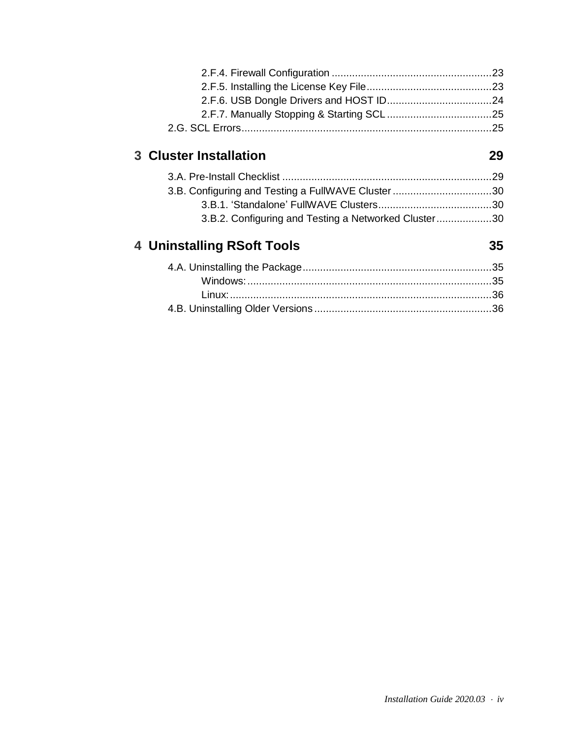2.F.4. Firewall Configuration .......................................................23
2.F.5. Installing the License Key File...........................................23
2.F.6. USB Dongle Drivers and HOST ID....................................24
2.F.7. Manually Stopping & Starting SCL....................................25
2.G. SCL Errors......................................................................................25

## 3 Cluster Installation 29

3.A. Pre-Install Checklist ........................................................................29
3.B. Configuring and Testing a FullWAVE Cluster ..................................30
3.B.1. 'Standalone' FullWAVE Clusters.......................................30
3.B.2. Configuring and Testing a Networked Cluster...................30

## 4 Uninstalling RSoft Tools 35

4.A. Uninstalling the Package.................................................................35
Windows:...................................................................................35
Linux:.........................................................................................36
4.B. Uninstalling Older Versions.............................................................36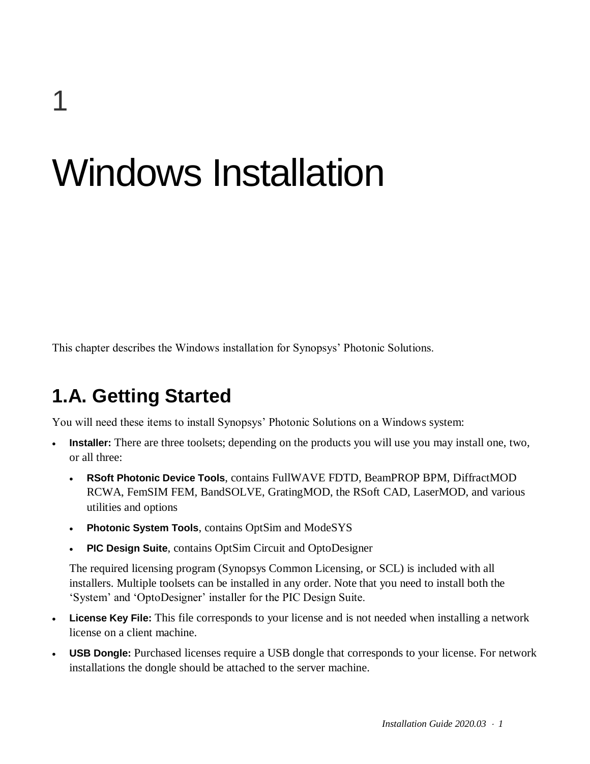# 1

# Windows Installation

This chapter describes the Windows installation for Synopsys' Photonic Solutions.

## 1.A. Getting Started

You will need these items to install Synopsys' Photonic Solutions on a Windows system:

- **Installer:** There are three toolsets; depending on the products you will use you may install one, two, or all three:
  - **RSoft Photonic Device Tools**, contains FullWAVE FDTD, BeamPROP BPM, DiffractMOD RCWA, FemSIM FEM, BandSOLVE, GratingMOD, the RSoft CAD, LaserMOD, and various utilities and options
  - **Photonic System Tools**, contains OptSim and ModeSYS
  - **PIC Design Suite**, contains OptSim Circuit and OptoDesigner

  The required licensing program (Synopsys Common Licensing, or SCL) is included with all installers. Multiple toolsets can be installed in any order. Note that you need to install both the 'System' and 'OptoDesigner' installer for the PIC Design Suite.
- **License Key File:** This file corresponds to your license and is not needed when installing a network license on a client machine.
- **USB Dongle:** Purchased licenses require a USB dongle that corresponds to your license. For network installations the dongle should be attached to the server machine.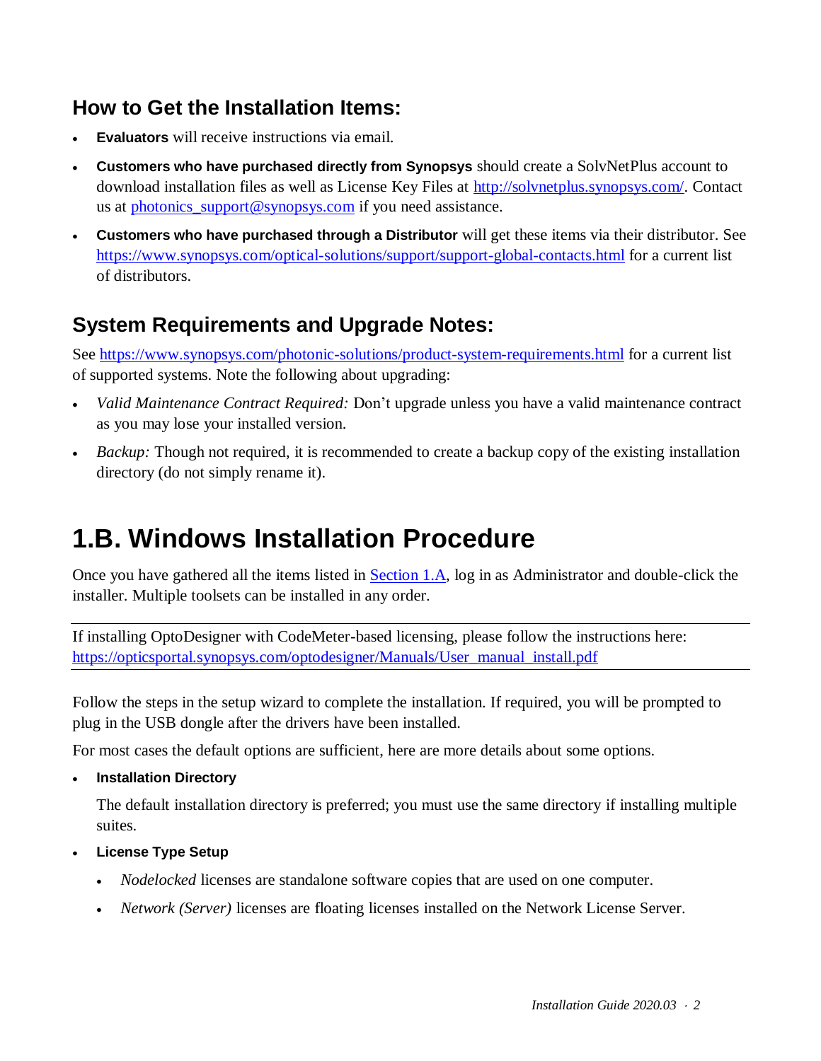### How to Get the Installation Items:

- **Evaluators** will receive instructions via email.
- **Customers who have purchased directly from Synopsys** should create a SolvNetPlus account to download installation files as well as License Key Files at [http://solvnetplus.synopsys.com/](http://solvnetplus.synopsys.com/). Contact us at [photonics_support@synopsys.com](mailto:photonics_support@synopsys.com) if you need assistance.
- **Customers who have purchased through a Distributor** will get these items via their distributor. See [https://www.synopsys.com/optical-solutions/support/support-global-contacts.html](https://www.synopsys.com/optical-solutions/support/support-global-contacts.html) for a current list of distributors.

### System Requirements and Upgrade Notes:

See [https://www.synopsys.com/photonic-solutions/product-system-requirements.html](https://www.synopsys.com/photonic-solutions/product-system-requirements.html) for a current list of supported systems. Note the following about upgrading:

- *Valid Maintenance Contract Required:* Don't upgrade unless you have a valid maintenance contract as you may lose your installed version.
- *Backup:* Though not required, it is recommended to create a backup copy of the existing installation directory (do not simply rename it).

# 1.B. Windows Installation Procedure

Once you have gathered all the items listed in Section 1.A, log in as Administrator and double-click the installer. Multiple toolsets can be installed in any order.

---

If installing OptoDesigner with CodeMeter-based licensing, please follow the instructions here: [https://opticsportal.synopsys.com/optodesigner/Manuals/User_manual_install.pdf](https://opticsportal.synopsys.com/optodesigner/Manuals/User_manual_install.pdf)

---

Follow the steps in the setup wizard to complete the installation. If required, you will be prompted to plug in the USB dongle after the drivers have been installed.

For most cases the default options are sufficient, here are more details about some options.

- **Installation Directory**

  The default installation directory is preferred; you must use the same directory if installing multiple suites.

- **License Type Setup**
  - *Nodelocked* licenses are standalone software copies that are used on one computer.
  - *Network (Server)* licenses are floating licenses installed on the Network License Server.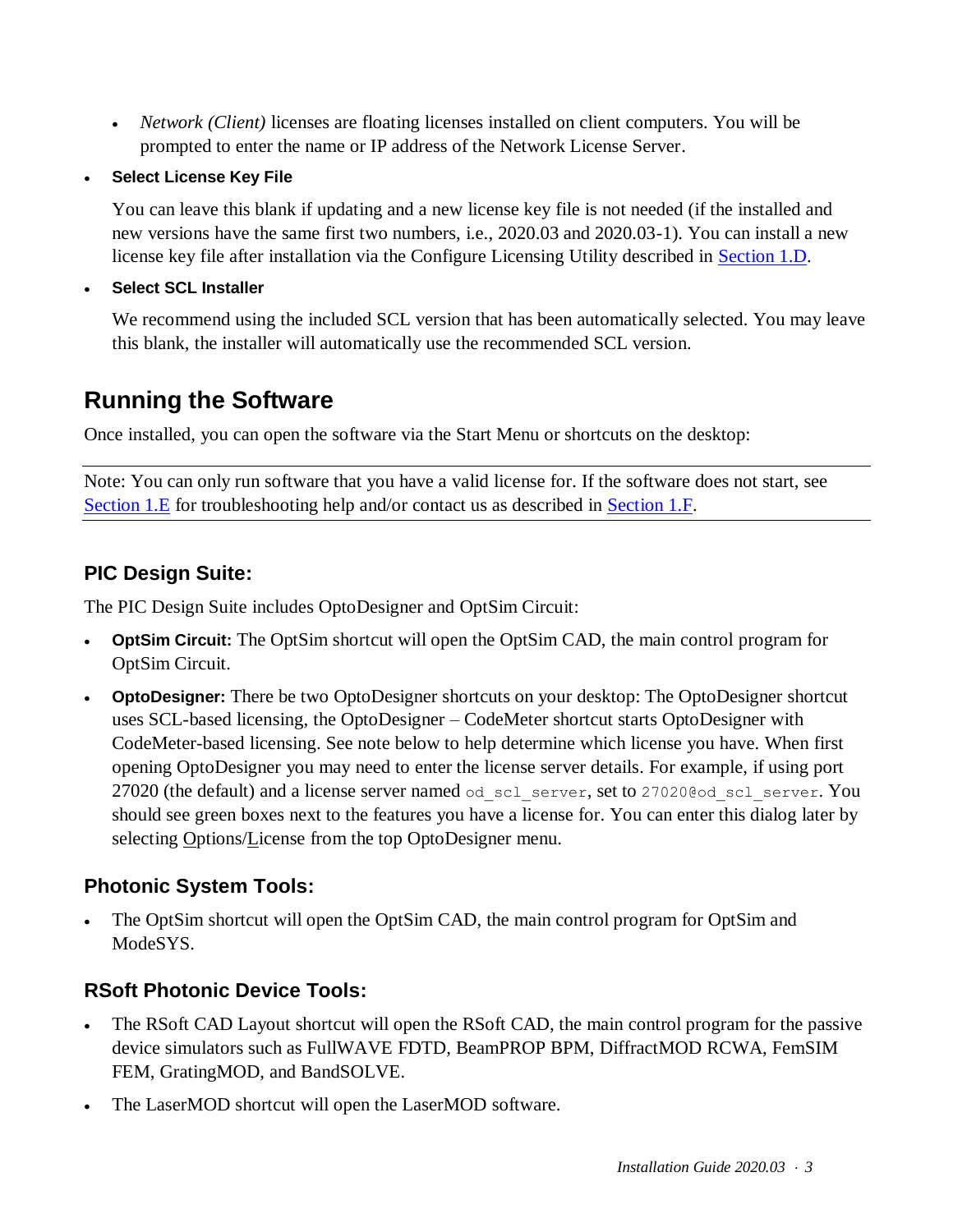- *Network (Client)* licenses are floating licenses installed on client computers. You will be prompted to enter the name or IP address of the Network License Server.

- **Select License Key File**

  You can leave this blank if updating and a new license key file is not needed (if the installed and new versions have the same first two numbers, i.e., 2020.03 and 2020.03-1). You can install a new license key file after installation via the Configure Licensing Utility described in Section 1.D.

- **Select SCL Installer**

  We recommend using the included SCL version that has been automatically selected. You may leave this blank, the installer will automatically use the recommended SCL version.

## Running the Software

Once installed, you can open the software via the Start Menu or shortcuts on the desktop:

---

Note: You can only run software that you have a valid license for. If the software does not start, see Section 1.E for troubleshooting help and/or contact us as described in Section 1.F.

---

### PIC Design Suite:

The PIC Design Suite includes OptoDesigner and OptSim Circuit:

- **OptSim Circuit:** The OptSim shortcut will open the OptSim CAD, the main control program for OptSim Circuit.
- **OptoDesigner:** There be two OptoDesigner shortcuts on your desktop: The OptoDesigner shortcut uses SCL-based licensing, the OptoDesigner – CodeMeter shortcut starts OptoDesigner with CodeMeter-based licensing. See note below to help determine which license you have. When first opening OptoDesigner you may need to enter the license server details. For example, if using port 27020 (the default) and a license server named `od_scl_server`, set to `27020@od_scl_server`. You should see green boxes next to the features you have a license for. You can enter this dialog later by selecting Options/License from the top OptoDesigner menu.

### Photonic System Tools:

- The OptSim shortcut will open the OptSim CAD, the main control program for OptSim and ModeSYS.

### RSoft Photonic Device Tools:

- The RSoft CAD Layout shortcut will open the RSoft CAD, the main control program for the passive device simulators such as FullWAVE FDTD, BeamPROP BPM, DiffractMOD RCWA, FemSIM FEM, GratingMOD, and BandSOLVE.
- The LaserMOD shortcut will open the LaserMOD software.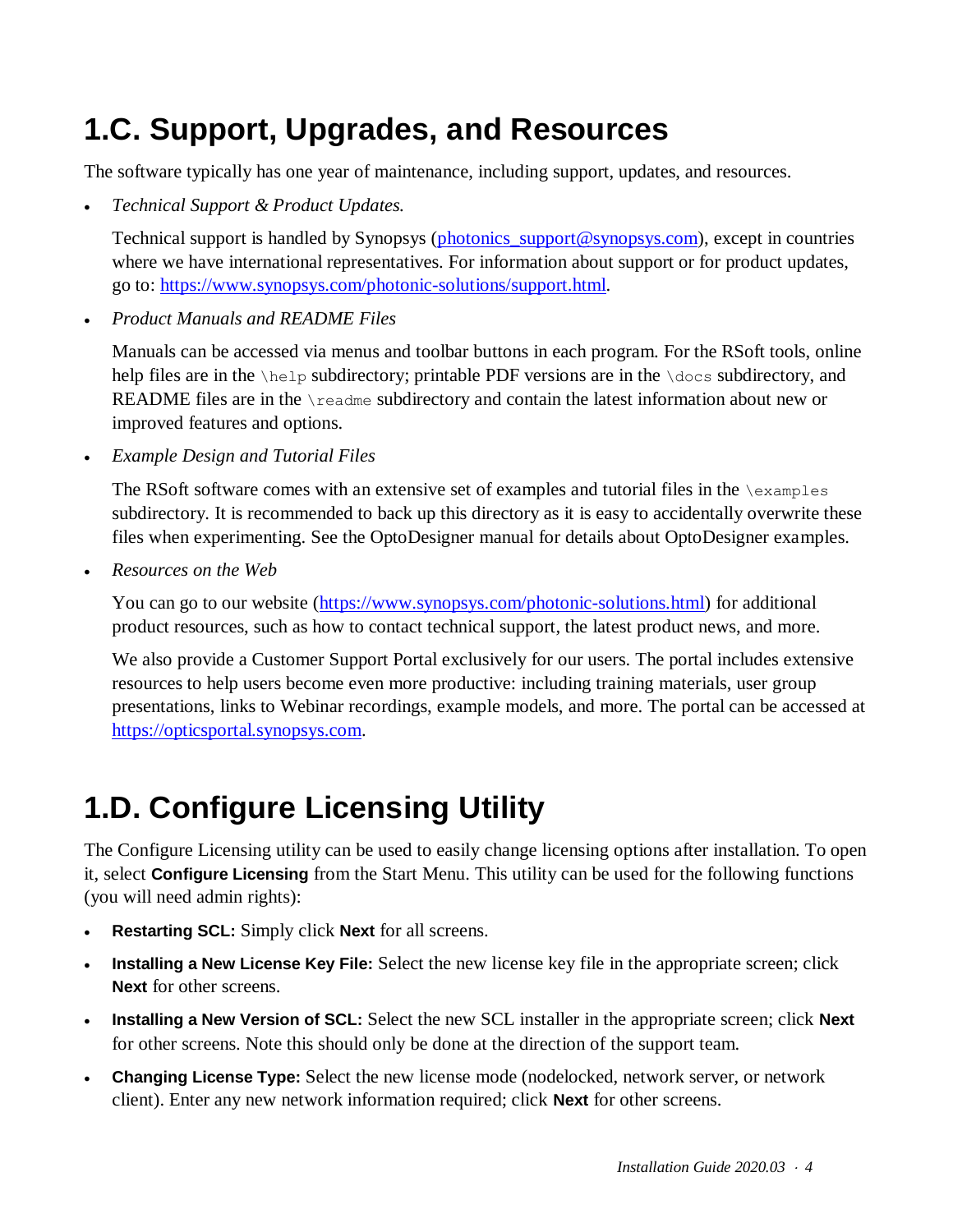# 1.C. Support, Upgrades, and Resources

The software typically has one year of maintenance, including support, updates, and resources.

- *Technical Support & Product Updates.*

  Technical support is handled by Synopsys (photonics_support@synopsys.com), except in countries where we have international representatives. For information about support or for product updates, go to: https://www.synopsys.com/photonic-solutions/support.html.

- *Product Manuals and README Files*

  Manuals can be accessed via menus and toolbar buttons in each program. For the RSoft tools, online help files are in the `\help` subdirectory; printable PDF versions are in the `\docs` subdirectory, and README files are in the `\readme` subdirectory and contain the latest information about new or improved features and options.

- *Example Design and Tutorial Files*

  The RSoft software comes with an extensive set of examples and tutorial files in the `\examples` subdirectory. It is recommended to back up this directory as it is easy to accidentally overwrite these files when experimenting. See the OptoDesigner manual for details about OptoDesigner examples.

- *Resources on the Web*

  You can go to our website (https://www.synopsys.com/photonic-solutions.html) for additional product resources, such as how to contact technical support, the latest product news, and more.

  We also provide a Customer Support Portal exclusively for our users. The portal includes extensive resources to help users become even more productive: including training materials, user group presentations, links to Webinar recordings, example models, and more. The portal can be accessed at https://opticsportal.synopsys.com.

# 1.D. Configure Licensing Utility

The Configure Licensing utility can be used to easily change licensing options after installation. To open it, select **Configure Licensing** from the Start Menu. This utility can be used for the following functions (you will need admin rights):

- **Restarting SCL:** Simply click **Next** for all screens.
- **Installing a New License Key File:** Select the new license key file in the appropriate screen; click **Next** for other screens.
- **Installing a New Version of SCL:** Select the new SCL installer in the appropriate screen; click **Next** for other screens. Note this should only be done at the direction of the support team.
- **Changing License Type:** Select the new license mode (nodelocked, network server, or network client). Enter any new network information required; click **Next** for other screens.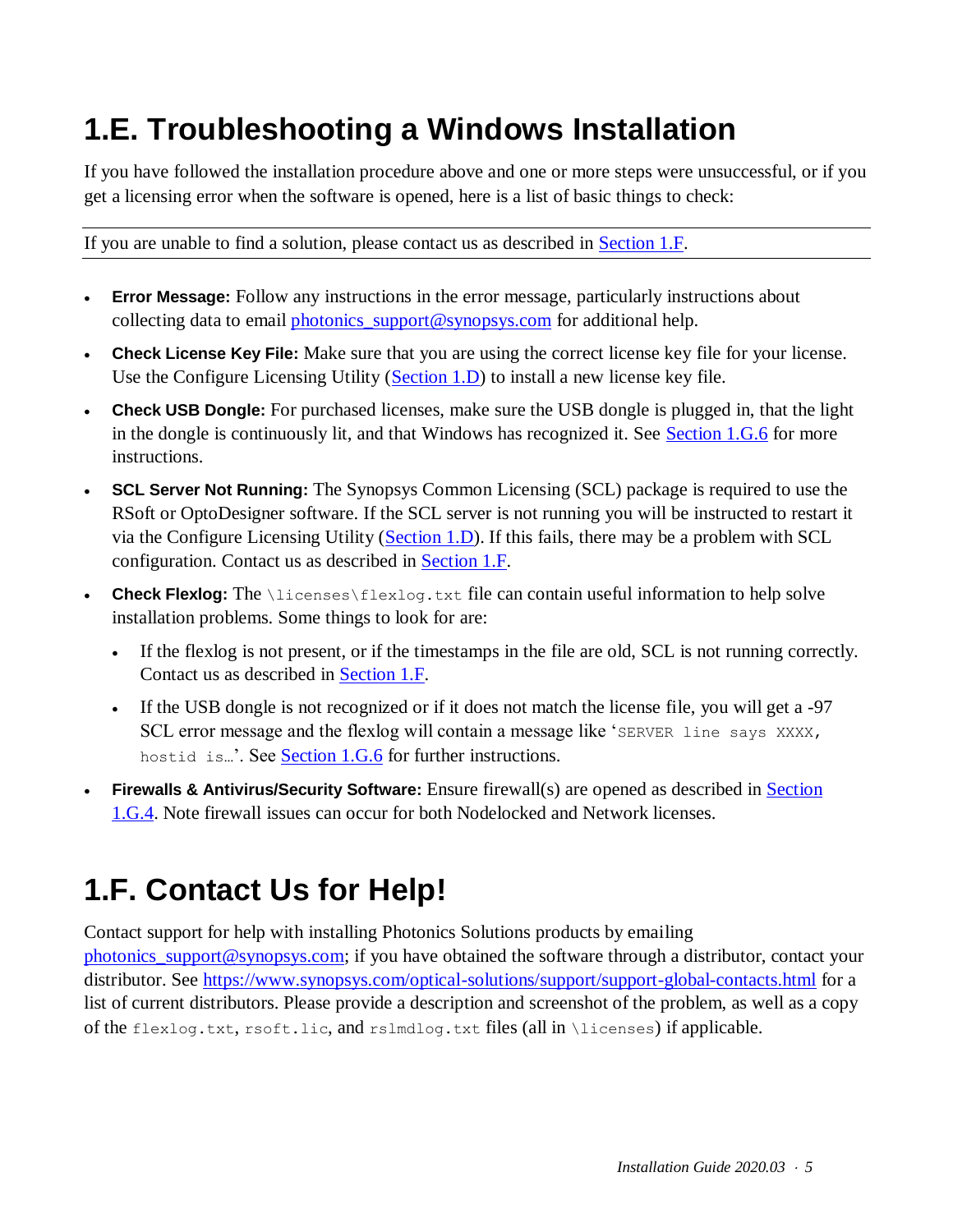# 1.E. Troubleshooting a Windows Installation

If you have followed the installation procedure above and one or more steps were unsuccessful, or if you get a licensing error when the software is opened, here is a list of basic things to check:

---

If you are unable to find a solution, please contact us as described in Section 1.F.

---

- **Error Message:** Follow any instructions in the error message, particularly instructions about collecting data to email photonics_support@synopsys.com for additional help.
- **Check License Key File:** Make sure that you are using the correct license key file for your license. Use the Configure Licensing Utility (Section 1.D) to install a new license key file.
- **Check USB Dongle:** For purchased licenses, make sure the USB dongle is plugged in, that the light in the dongle is continuously lit, and that Windows has recognized it. See Section 1.G.6 for more instructions.
- **SCL Server Not Running:** The Synopsys Common Licensing (SCL) package is required to use the RSoft or OptoDesigner software. If the SCL server is not running you will be instructed to restart it via the Configure Licensing Utility (Section 1.D). If this fails, there may be a problem with SCL configuration. Contact us as described in Section 1.F.
- **Check Flexlog:** The `\licenses\flexlog.txt` file can contain useful information to help solve installation problems. Some things to look for are:
  - If the flexlog is not present, or if the timestamps in the file are old, SCL is not running correctly. Contact us as described in Section 1.F.
  - If the USB dongle is not recognized or if it does not match the license file, you will get a -97 SCL error message and the flexlog will contain a message like '`SERVER line says XXXX, hostid is…`'. See Section 1.G.6 for further instructions.
- **Firewalls & Antivirus/Security Software:** Ensure firewall(s) are opened as described in Section 1.G.4. Note firewall issues can occur for both Nodelocked and Network licenses.

# 1.F. Contact Us for Help!

Contact support for help with installing Photonics Solutions products by emailing photonics_support@synopsys.com; if you have obtained the software through a distributor, contact your distributor. See https://www.synopsys.com/optical-solutions/support/support-global-contacts.html for a list of current distributors. Please provide a description and screenshot of the problem, as well as a copy of the `flexlog.txt`, `rsoft.lic`, and `rslmdlog.txt` files (all in `\licenses`) if applicable.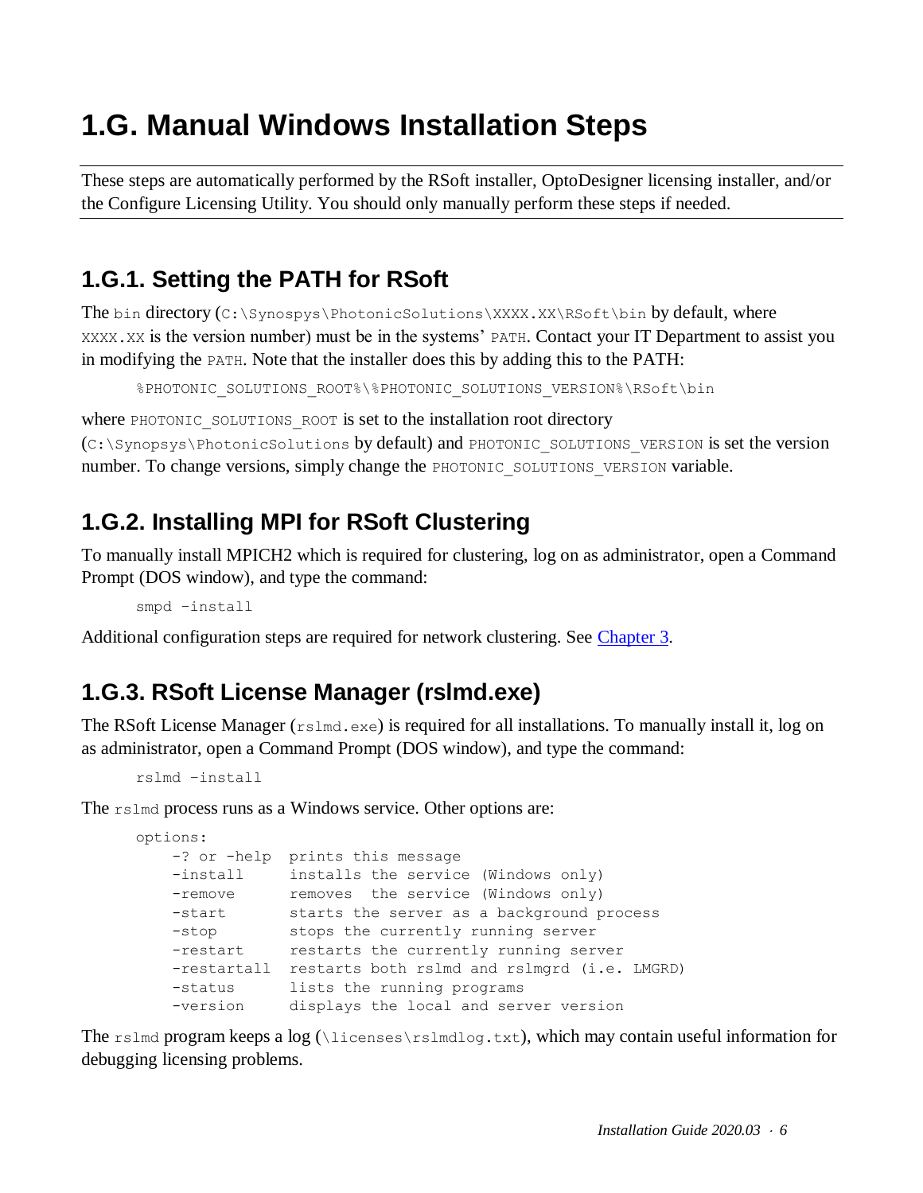# 1.G. Manual Windows Installation Steps

These steps are automatically performed by the RSoft installer, OptoDesigner licensing installer, and/or the Configure Licensing Utility. You should only manually perform these steps if needed.

## 1.G.1. Setting the PATH for RSoft

The `bin` directory (`C:\Synospys\PhotonicSolutions\XXXX.XX\RSoft\bin` by default, where `XXXX.XX` is the version number) must be in the systems' `PATH`. Contact your IT Department to assist you in modifying the `PATH`. Note that the installer does this by adding this to the PATH:

```
%PHOTONIC_SOLUTIONS_ROOT%\%PHOTONIC_SOLUTIONS_VERSION%\RSoft\bin
```

where `PHOTONIC_SOLUTIONS_ROOT` is set to the installation root directory (`C:\Synopsys\PhotonicSolutions` by default) and `PHOTONIC_SOLUTIONS_VERSION` is set the version number. To change versions, simply change the `PHOTONIC_SOLUTIONS_VERSION` variable.

## 1.G.2. Installing MPI for RSoft Clustering

To manually install MPICH2 which is required for clustering, log on as administrator, open a Command Prompt (DOS window), and type the command:

```
smpd –install
```

Additional configuration steps are required for network clustering. See Chapter 3.

## 1.G.3. RSoft License Manager (rslmd.exe)

The RSoft License Manager (`rslmd.exe`) is required for all installations. To manually install it, log on as administrator, open a Command Prompt (DOS window), and type the command:

```
rslmd –install
```

The `rslmd` process runs as a Windows service. Other options are:

```
options:
    -? or -help  prints this message
    -install     installs the service (Windows only)
    -remove      removes  the service (Windows only)
    -start       starts the server as a background process
    -stop        stops the currently running server
    -restart     restarts the currently running server
    -restartall  restarts both rslmd and rslmgrd (i.e. LMGRD)
    -status      lists the running programs
    -version     displays the local and server version
```

The `rslmd` program keeps a log (`\licenses\rslmdlog.txt`), which may contain useful information for debugging licensing problems.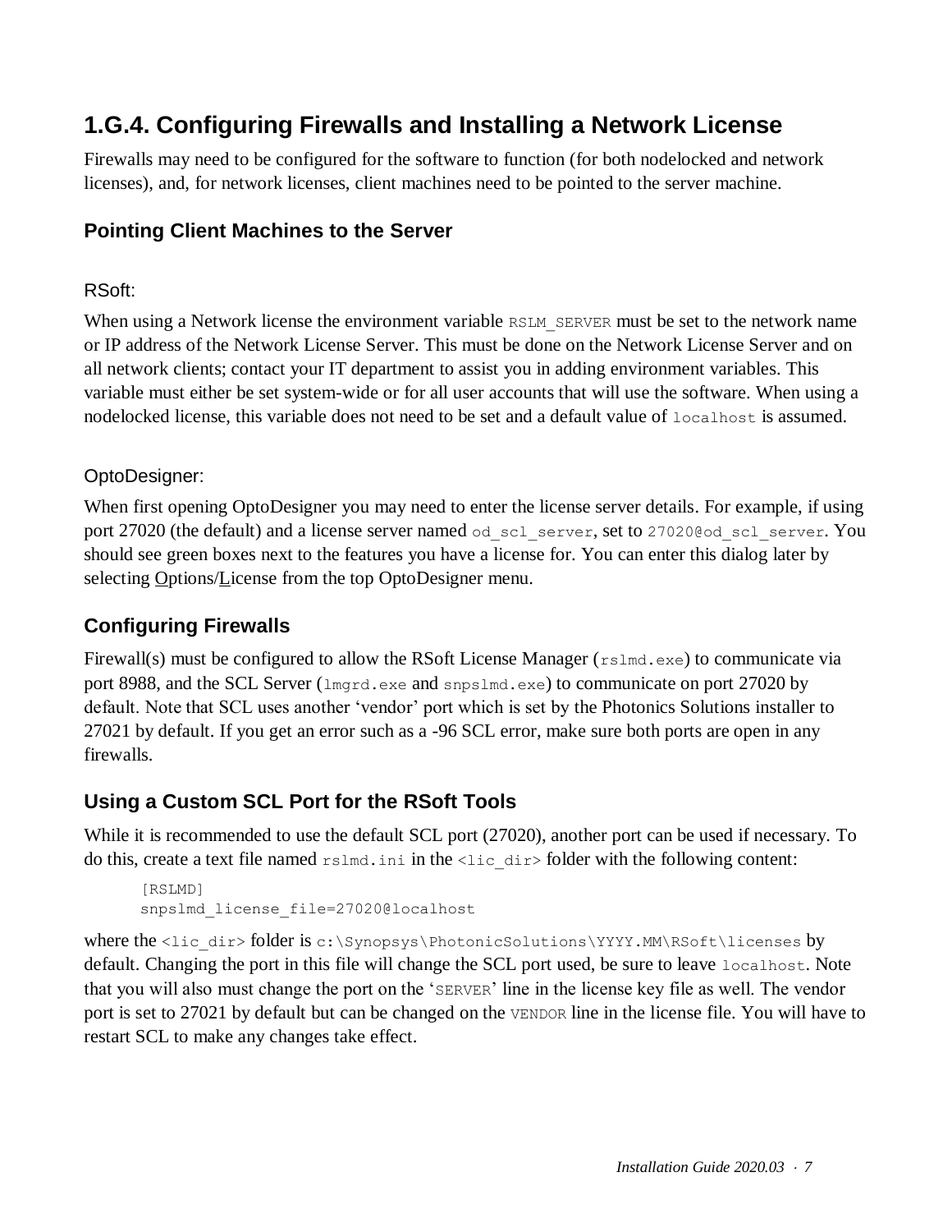## 1.G.4. Configuring Firewalls and Installing a Network License

Firewalls may need to be configured for the software to function (for both nodelocked and network licenses), and, for network licenses, client machines need to be pointed to the server machine.

### Pointing Client Machines to the Server

#### RSoft:

When using a Network license the environment variable `RSLM_SERVER` must be set to the network name or IP address of the Network License Server. This must be done on the Network License Server and on all network clients; contact your IT department to assist you in adding environment variables. This variable must either be set system-wide or for all user accounts that will use the software. When using a nodelocked license, this variable does not need to be set and a default value of `localhost` is assumed.

#### OptoDesigner:

When first opening OptoDesigner you may need to enter the license server details. For example, if using port 27020 (the default) and a license server named `od_scl_server`, set to `27020@od_scl_server`. You should see green boxes next to the features you have a license for. You can enter this dialog later by selecting Options/License from the top OptoDesigner menu.

### Configuring Firewalls

Firewall(s) must be configured to allow the RSoft License Manager (`rslmd.exe`) to communicate via port 8988, and the SCL Server (`lmgrd.exe` and `snpslmd.exe`) to communicate on port 27020 by default. Note that SCL uses another 'vendor' port which is set by the Photonics Solutions installer to 27021 by default. If you get an error such as a -96 SCL error, make sure both ports are open in any firewalls.

### Using a Custom SCL Port for the RSoft Tools

While it is recommended to use the default SCL port (27020), another port can be used if necessary. To do this, create a text file named `rslmd.ini` in the `<lic_dir>` folder with the following content:

```
[RSLMD]
snpslmd_license_file=27020@localhost
```

where the `<lic_dir>` folder is `c:\Synopsys\PhotonicSolutions\YYYY.MM\RSoft\licenses` by default. Changing the port in this file will change the SCL port used, be sure to leave `localhost`. Note that you will also must change the port on the '`SERVER`' line in the license key file as well. The vendor port is set to 27021 by default but can be changed on the `VENDOR` line in the license file. You will have to restart SCL to make any changes take effect.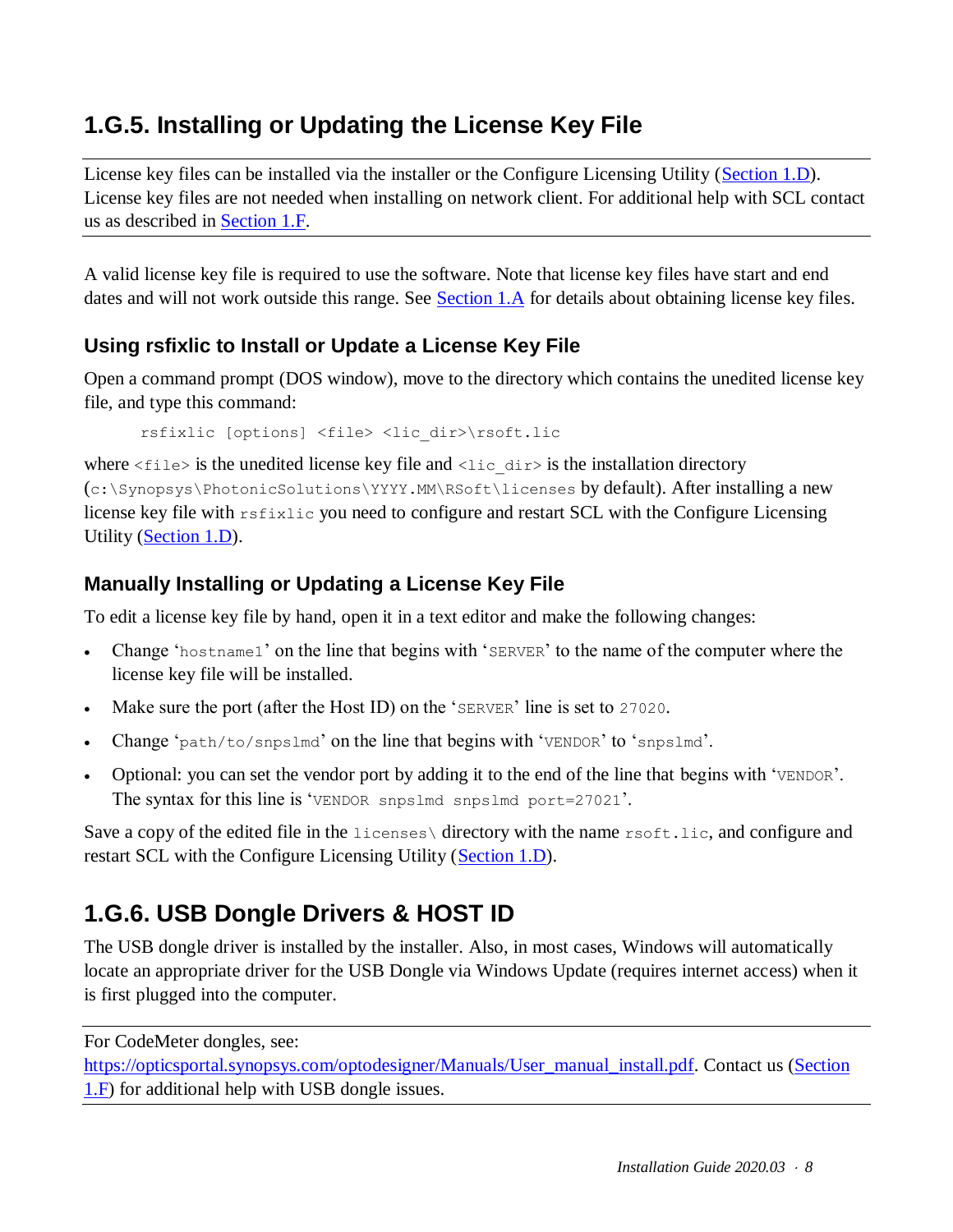## 1.G.5. Installing or Updating the License Key File

License key files can be installed via the installer or the Configure Licensing Utility (Section 1.D). License key files are not needed when installing on network client. For additional help with SCL contact us as described in Section 1.F.

A valid license key file is required to use the software. Note that license key files have start and end dates and will not work outside this range. See Section 1.A for details about obtaining license key files.

### Using rsfixlic to Install or Update a License Key File

Open a command prompt (DOS window), move to the directory which contains the unedited license key file, and type this command:

```
rsfixlic [options] <file> <lic_dir>\rsoft.lic
```

where `<file>` is the unedited license key file and `<lic_dir>` is the installation directory (`c:\Synopsys\PhotonicSolutions\YYYY.MM\RSoft\licenses` by default). After installing a new license key file with `rsfixlic` you need to configure and restart SCL with the Configure Licensing Utility (Section 1.D).

### Manually Installing or Updating a License Key File

To edit a license key file by hand, open it in a text editor and make the following changes:

- Change '`hostname1`' on the line that begins with '`SERVER`' to the name of the computer where the license key file will be installed.
- Make sure the port (after the Host ID) on the '`SERVER`' line is set to `27020`.
- Change '`path/to/snpslmd`' on the line that begins with '`VENDOR`' to '`snpslmd`'.
- Optional: you can set the vendor port by adding it to the end of the line that begins with '`VENDOR`'. The syntax for this line is '`VENDOR snpslmd snpslmd port=27021`'.

Save a copy of the edited file in the `licenses\` directory with the name `rsoft.lic`, and configure and restart SCL with the Configure Licensing Utility (Section 1.D).

## 1.G.6. USB Dongle Drivers & HOST ID

The USB dongle driver is installed by the installer. Also, in most cases, Windows will automatically locate an appropriate driver for the USB Dongle via Windows Update (requires internet access) when it is first plugged into the computer.

For CodeMeter dongles, see: https://opticsportal.synopsys.com/optodesigner/Manuals/User_manual_install.pdf. Contact us (Section 1.F) for additional help with USB dongle issues.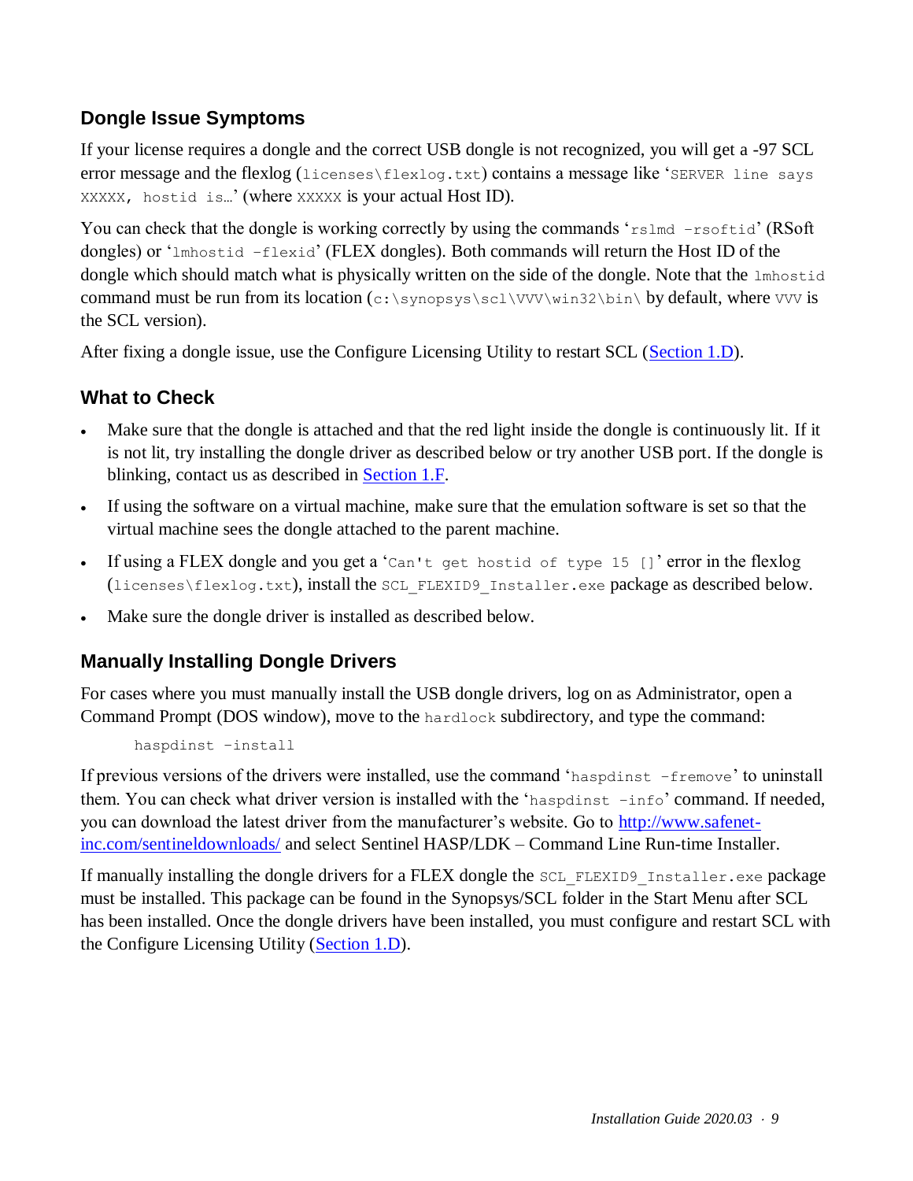### Dongle Issue Symptoms

If your license requires a dongle and the correct USB dongle is not recognized, you will get a -97 SCL error message and the flexlog (`licenses\flexlog.txt`) contains a message like '`SERVER line says XXXXX, hostid is…`' (where `XXXXX` is your actual Host ID).

You can check that the dongle is working correctly by using the commands '`rslmd -rsoftid`' (RSoft dongles) or '`lmhostid -flexid`' (FLEX dongles). Both commands will return the Host ID of the dongle which should match what is physically written on the side of the dongle. Note that the `lmhostid` command must be run from its location (`c:\synopsys\scl\VVV\win32\bin\` by default, where `VVV` is the SCL version).

After fixing a dongle issue, use the Configure Licensing Utility to restart SCL ([Section 1.D](#)).

### What to Check

- Make sure that the dongle is attached and that the red light inside the dongle is continuously lit. If it is not lit, try installing the dongle driver as described below or try another USB port. If the dongle is blinking, contact us as described in [Section 1.F](#).
- If using the software on a virtual machine, make sure that the emulation software is set so that the virtual machine sees the dongle attached to the parent machine.
- If using a FLEX dongle and you get a '`Can't get hostid of type 15 []`' error in the flexlog (`licenses\flexlog.txt`), install the `SCL_FLEXID9_Installer.exe` package as described below.
- Make sure the dongle driver is installed as described below.

### Manually Installing Dongle Drivers

For cases where you must manually install the USB dongle drivers, log on as Administrator, open a Command Prompt (DOS window), move to the `hardlock` subdirectory, and type the command:

```
haspdinst -install
```

If previous versions of the drivers were installed, use the command '`haspdinst -fremove`' to uninstall them. You can check what driver version is installed with the '`haspdinst -info`' command. If needed, you can download the latest driver from the manufacturer's website. Go to [http://www.safenet-inc.com/sentineldownloads/](http://www.safenet-inc.com/sentineldownloads/) and select Sentinel HASP/LDK – Command Line Run-time Installer.

If manually installing the dongle drivers for a FLEX dongle the `SCL_FLEXID9_Installer.exe` package must be installed. This package can be found in the Synopsys/SCL folder in the Start Menu after SCL has been installed. Once the dongle drivers have been installed, you must configure and restart SCL with the Configure Licensing Utility ([Section 1.D](#)).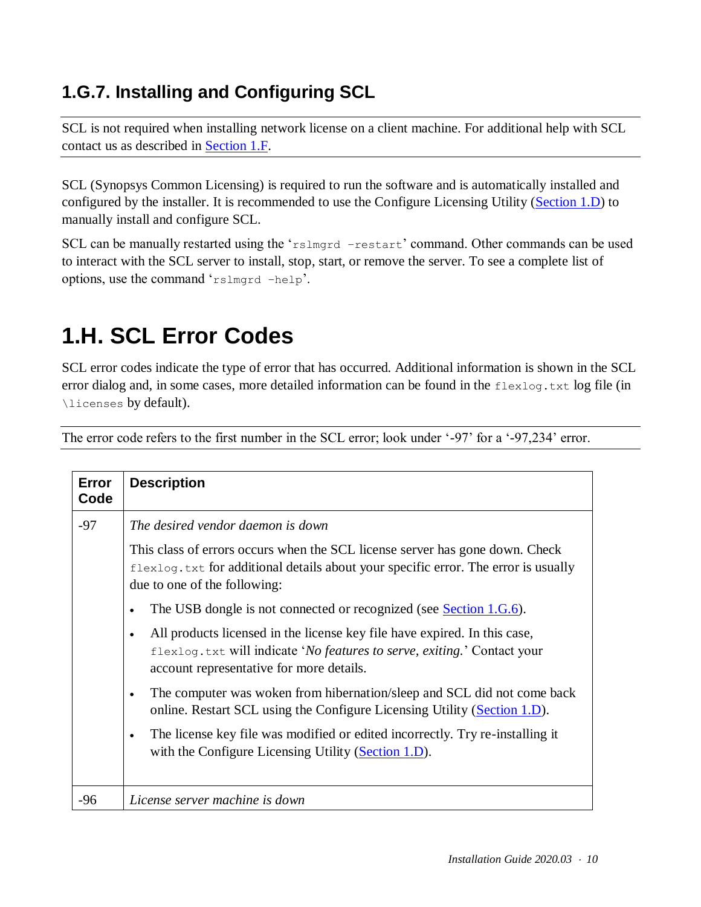### 1.G.7. Installing and Configuring SCL

SCL is not required when installing network license on a client machine. For additional help with SCL contact us as described in Section 1.F.

SCL (Synopsys Common Licensing) is required to run the software and is automatically installed and configured by the installer. It is recommended to use the Configure Licensing Utility (Section 1.D) to manually install and configure SCL.

SCL can be manually restarted using the '`rslmgrd -restart`' command. Other commands can be used to interact with the SCL server to install, stop, start, or remove the server. To see a complete list of options, use the command '`rslmgrd -help`'.

## 1.H. SCL Error Codes

SCL error codes indicate the type of error that has occurred. Additional information is shown in the SCL error dialog and, in some cases, more detailed information can be found in the `flexlog.txt` log file (in `\licenses` by default).

The error code refers to the first number in the SCL error; look under '-97' for a '-97,234' error.

| Error Code | Description |
|---|---|
| -97 | *The desired vendor daemon is down*<br><br>This class of errors occurs when the SCL license server has gone down. Check `flexlog.txt` for additional details about your specific error. The error is usually due to one of the following:<br><br>• The USB dongle is not connected or recognized (see Section 1.G.6).<br>• All products licensed in the license key file have expired. In this case, `flexlog.txt` will indicate '*No features to serve, exiting.*' Contact your account representative for more details.<br>• The computer was woken from hibernation/sleep and SCL did not come back online. Restart SCL using the Configure Licensing Utility (Section 1.D).<br>• The license key file was modified or edited incorrectly. Try re-installing it with the Configure Licensing Utility (Section 1.D). |
| -96 | *License server machine is down* |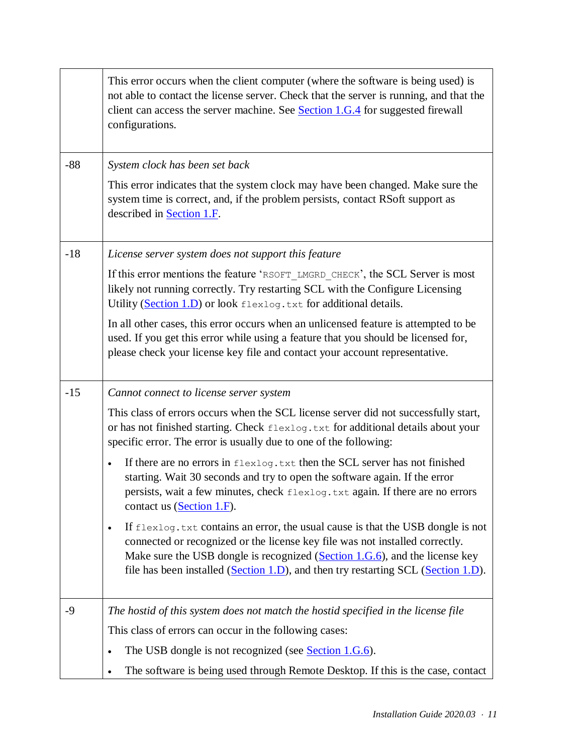| | |
|---|---|
| | This error occurs when the client computer (where the software is being used) is not able to contact the license server. Check that the server is running, and that the client can access the server machine. See Section 1.G.4 for suggested firewall configurations. |
| -88 | *System clock has been set back*<br><br>This error indicates that the system clock may have been changed. Make sure the system time is correct, and, if the problem persists, contact RSoft support as described in Section 1.F. |
| -18 | *License server system does not support this feature*<br><br>If this error mentions the feature '`RSOFT_LMGRD_CHECK`', the SCL Server is most likely not running correctly. Try restarting SCL with the Configure Licensing Utility (Section 1.D) or look `flexlog.txt` for additional details.<br><br>In all other cases, this error occurs when an unlicensed feature is attempted to be used. If you get this error while using a feature that you should be licensed for, please check your license key file and contact your account representative. |
| -15 | *Cannot connect to license server system*<br><br>This class of errors occurs when the SCL license server did not successfully start, or has not finished starting. Check `flexlog.txt` for additional details about your specific error. The error is usually due to one of the following:<br><br>• If there are no errors in `flexlog.txt` then the SCL server has not finished starting. Wait 30 seconds and try to open the software again. If the error persists, wait a few minutes, check `flexlog.txt` again. If there are no errors contact us (Section 1.F).<br><br>• If `flexlog.txt` contains an error, the usual cause is that the USB dongle is not connected or recognized or the license key file was not installed correctly. Make sure the USB dongle is recognized (Section 1.G.6), and the license key file has been installed (Section 1.D), and then try restarting SCL (Section 1.D). |
| -9 | *The hostid of this system does not match the hostid specified in the license file*<br><br>This class of errors can occur in the following cases:<br><br>• The USB dongle is not recognized (see Section 1.G.6).<br><br>• The software is being used through Remote Desktop. If this is the case, contact |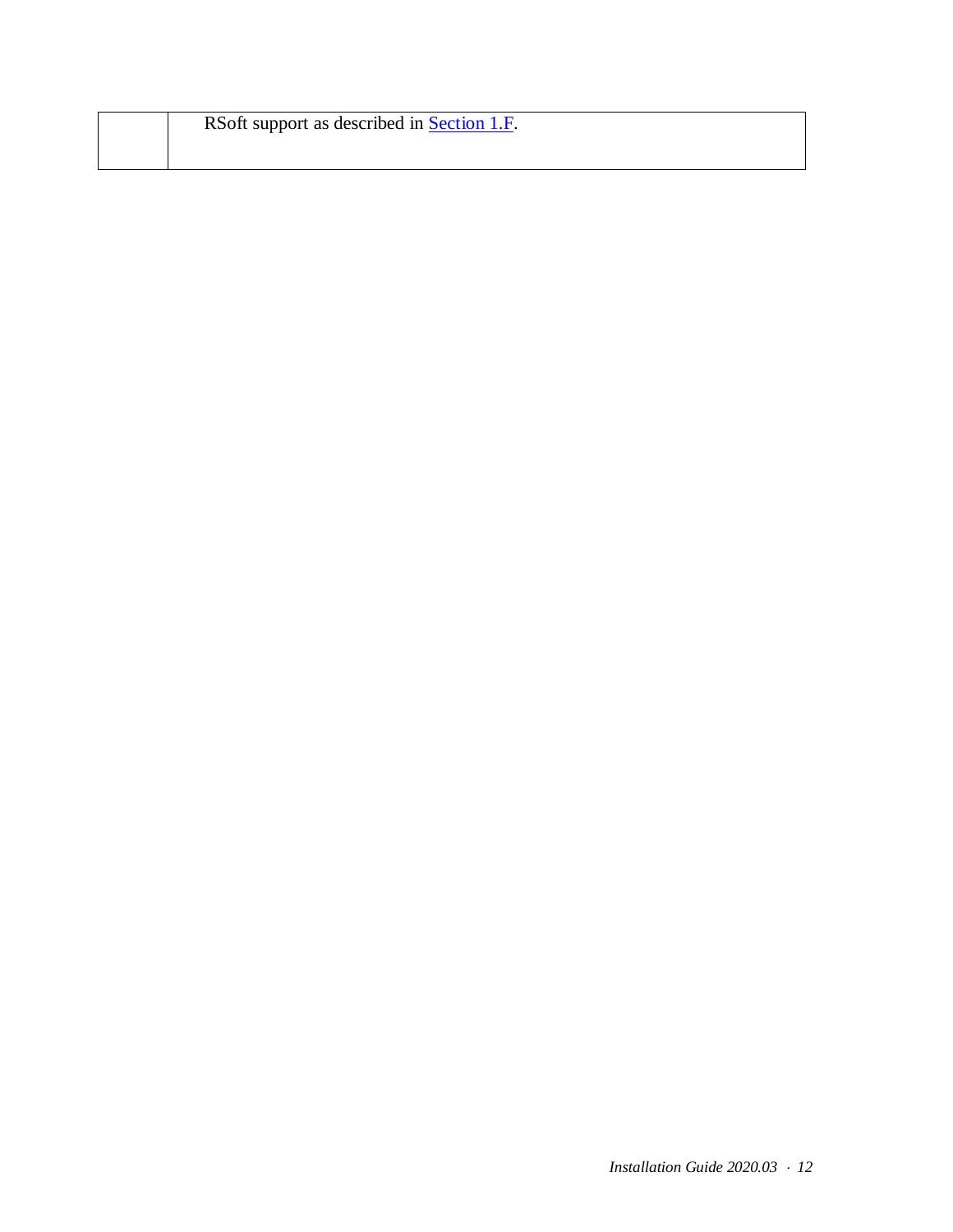| | |
|---|---|
| | RSoft support as described in Section 1.F. |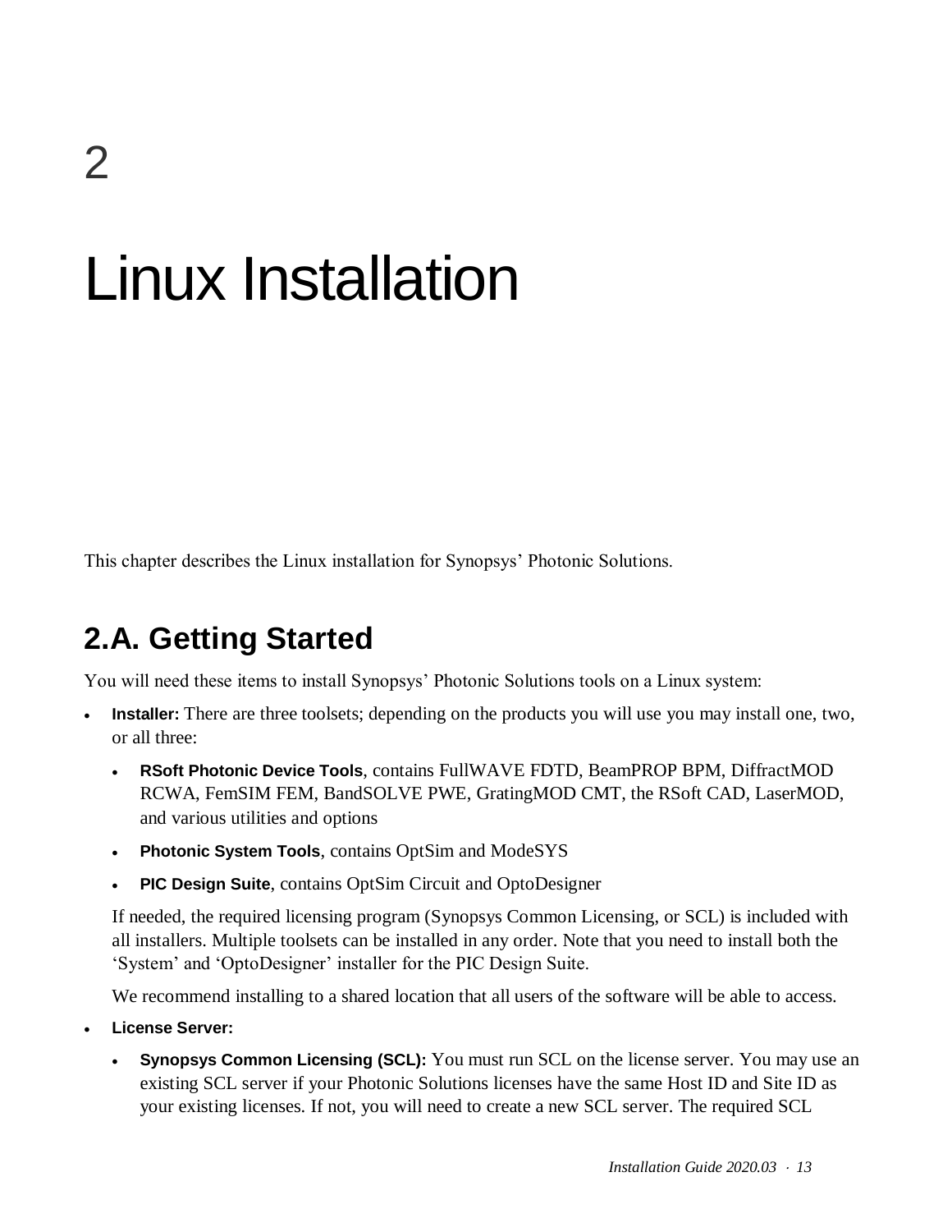# 2

# Linux Installation

This chapter describes the Linux installation for Synopsys' Photonic Solutions.

## 2.A. Getting Started

You will need these items to install Synopsys' Photonic Solutions tools on a Linux system:

- **Installer:** There are three toolsets; depending on the products you will use you may install one, two, or all three:
  - **RSoft Photonic Device Tools**, contains FullWAVE FDTD, BeamPROP BPM, DiffractMOD RCWA, FemSIM FEM, BandSOLVE PWE, GratingMOD CMT, the RSoft CAD, LaserMOD, and various utilities and options
  - **Photonic System Tools**, contains OptSim and ModeSYS
  - **PIC Design Suite**, contains OptSim Circuit and OptoDesigner

  If needed, the required licensing program (Synopsys Common Licensing, or SCL) is included with all installers. Multiple toolsets can be installed in any order. Note that you need to install both the 'System' and 'OptoDesigner' installer for the PIC Design Suite.

  We recommend installing to a shared location that all users of the software will be able to access.
- **License Server:**
  - **Synopsys Common Licensing (SCL):** You must run SCL on the license server. You may use an existing SCL server if your Photonic Solutions licenses have the same Host ID and Site ID as your existing licenses. If not, you will need to create a new SCL server. The required SCL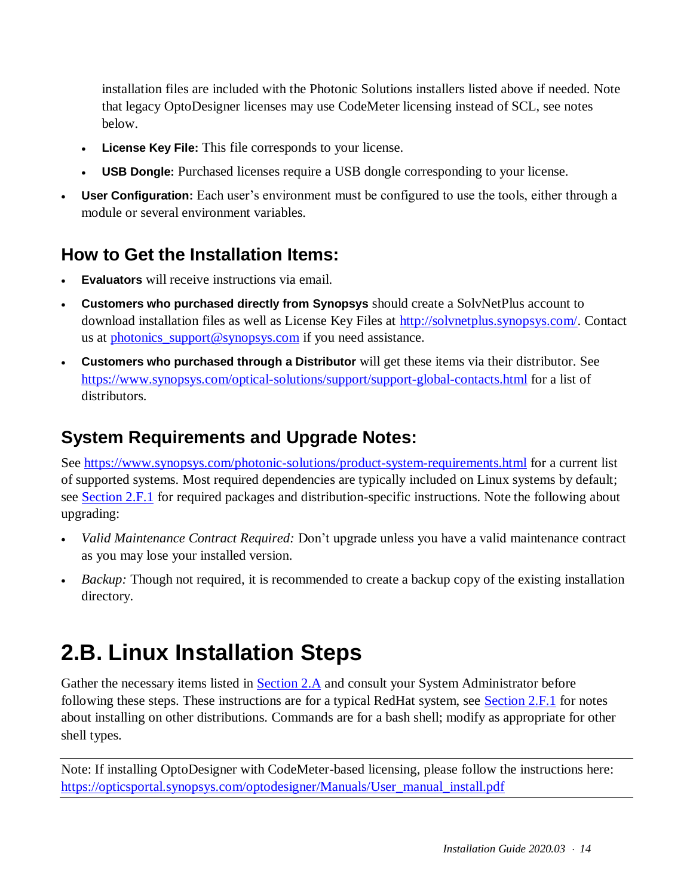installation files are included with the Photonic Solutions installers listed above if needed. Note that legacy OptoDesigner licenses may use CodeMeter licensing instead of SCL, see notes below.

  - **License Key File:** This file corresponds to your license.
  - **USB Dongle:** Purchased licenses require a USB dongle corresponding to your license.

- **User Configuration:** Each user's environment must be configured to use the tools, either through a module or several environment variables.

## How to Get the Installation Items:

- **Evaluators** will receive instructions via email.
- **Customers who purchased directly from Synopsys** should create a SolvNetPlus account to download installation files as well as License Key Files at http://solvnetplus.synopsys.com/. Contact us at photonics_support@synopsys.com if you need assistance.
- **Customers who purchased through a Distributor** will get these items via their distributor. See https://www.synopsys.com/optical-solutions/support/support-global-contacts.html for a list of distributors.

## System Requirements and Upgrade Notes:

See https://www.synopsys.com/photonic-solutions/product-system-requirements.html for a current list of supported systems. Most required dependencies are typically included on Linux systems by default; see Section 2.F.1 for required packages and distribution-specific instructions. Note the following about upgrading:

- *Valid Maintenance Contract Required:* Don't upgrade unless you have a valid maintenance contract as you may lose your installed version.
- *Backup:* Though not required, it is recommended to create a backup copy of the existing installation directory.

# 2.B. Linux Installation Steps

Gather the necessary items listed in Section 2.A and consult your System Administrator before following these steps. These instructions are for a typical RedHat system, see Section 2.F.1 for notes about installing on other distributions. Commands are for a bash shell; modify as appropriate for other shell types.

---

Note: If installing OptoDesigner with CodeMeter-based licensing, please follow the instructions here: https://opticsportal.synopsys.com/optodesigner/Manuals/User_manual_install.pdf

---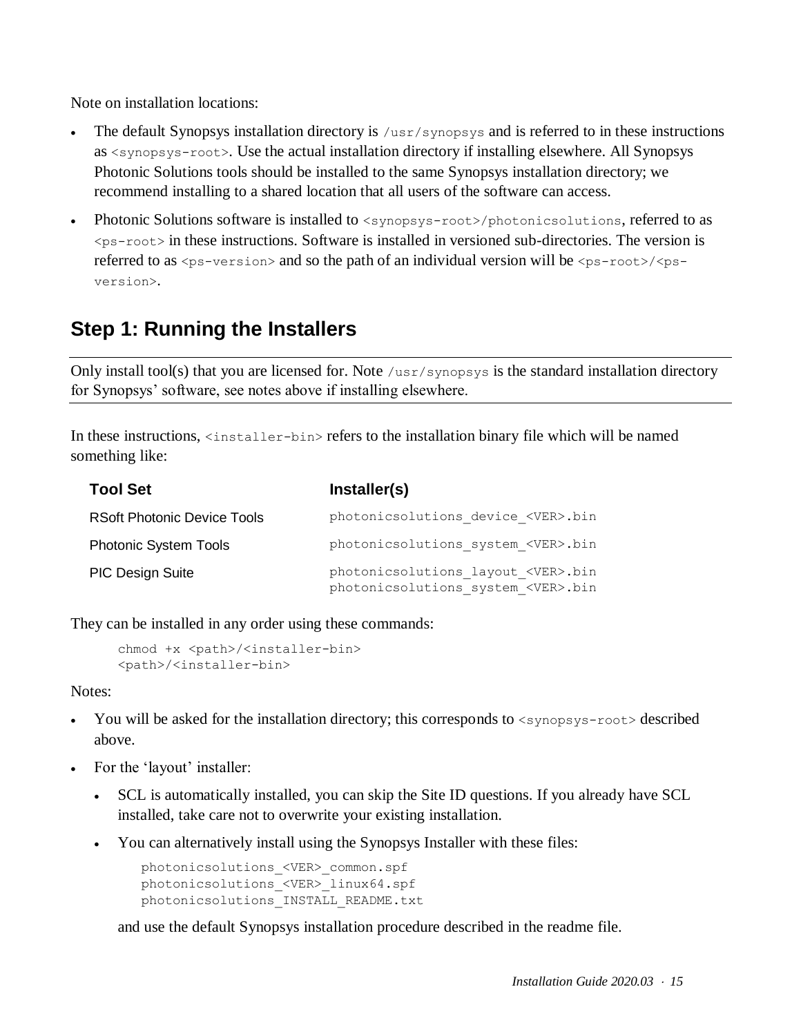Note on installation locations:

- The default Synopsys installation directory is `/usr/synopsys` and is referred to in these instructions as `<synopsys-root>`. Use the actual installation directory if installing elsewhere. All Synopsys Photonic Solutions tools should be installed to the same Synopsys installation directory; we recommend installing to a shared location that all users of the software can access.
- Photonic Solutions software is installed to `<synopsys-root>/photonicsolutions`, referred to as `<ps-root>` in these instructions. Software is installed in versioned sub-directories. The version is referred to as `<ps-version>` and so the path of an individual version will be `<ps-root>/<ps-version>`.

## Step 1: Running the Installers

Only install tool(s) that you are licensed for. Note `/usr/synopsys` is the standard installation directory for Synopsys' software, see notes above if installing elsewhere.

In these instructions, `<installer-bin>` refers to the installation binary file which will be named something like:

| Tool Set | Installer(s) |
| --- | --- |
| RSoft Photonic Device Tools | `photonicsolutions_device_<VER>.bin` |
| Photonic System Tools | `photonicsolutions_system_<VER>.bin` |
| PIC Design Suite | `photonicsolutions_layout_<VER>.bin`<br>`photonicsolutions_system_<VER>.bin` |

They can be installed in any order using these commands:

```
chmod +x <path>/<installer-bin>
<path>/<installer-bin>
```

Notes:

- You will be asked for the installation directory; this corresponds to `<synopsys-root>` described above.
- For the 'layout' installer:
  - SCL is automatically installed, you can skip the Site ID questions. If you already have SCL installed, take care not to overwrite your existing installation.
  - You can alternatively install using the Synopsys Installer with these files:

    ```
    photonicsolutions_<VER>_common.spf
    photonicsolutions_<VER>_linux64.spf
    photonicsolutions_INSTALL_README.txt
    ```

    and use the default Synopsys installation procedure described in the readme file.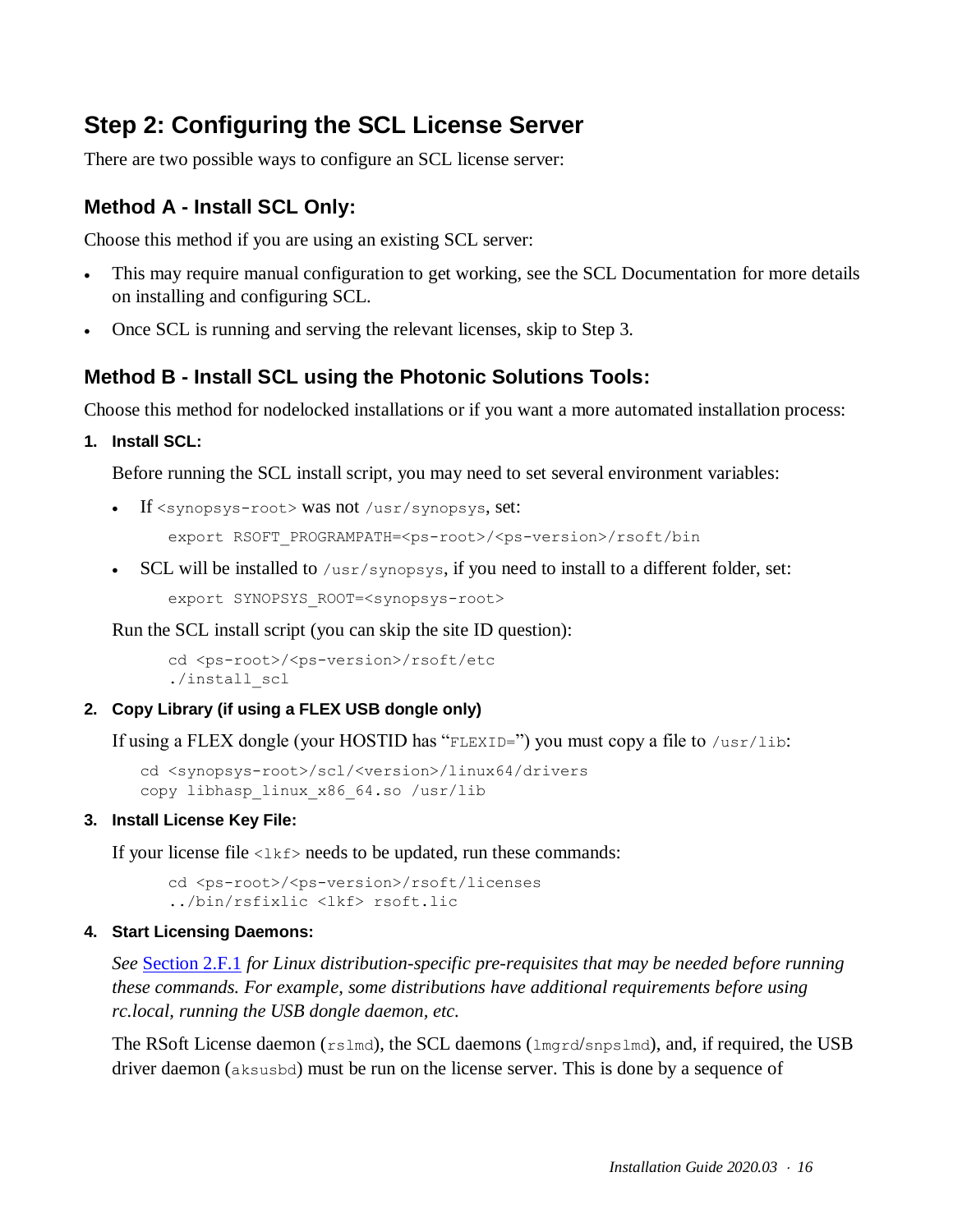## Step 2: Configuring the SCL License Server

There are two possible ways to configure an SCL license server:

### Method A - Install SCL Only:

Choose this method if you are using an existing SCL server:

- This may require manual configuration to get working, see the SCL Documentation for more details on installing and configuring SCL.
- Once SCL is running and serving the relevant licenses, skip to Step 3.

### Method B - Install SCL using the Photonic Solutions Tools:

Choose this method for nodelocked installations or if you want a more automated installation process:

**1. Install SCL:**

Before running the SCL install script, you may need to set several environment variables:

- If `<synopsys-root>` was not `/usr/synopsys`, set:

```
export RSOFT_PROGRAMPATH=<ps-root>/<ps-version>/rsoft/bin
```

- SCL will be installed to `/usr/synopsys`, if you need to install to a different folder, set:

```
export SYNOPSYS_ROOT=<synopsys-root>
```

Run the SCL install script (you can skip the site ID question):

```
cd <ps-root>/<ps-version>/rsoft/etc
./install_scl
```

**2. Copy Library (if using a FLEX USB dongle only)**

If using a FLEX dongle (your HOSTID has "`FLEXID=`") you must copy a file to `/usr/lib`:

```
cd <synopsys-root>/scl/<version>/linux64/drivers
copy libhasp_linux_x86_64.so /usr/lib
```

**3. Install License Key File:**

If your license file `<lkf>` needs to be updated, run these commands:

```
cd <ps-root>/<ps-version>/rsoft/licenses
../bin/rsfixlic <lkf> rsoft.lic
```

**4. Start Licensing Daemons:**

*See* Section 2.F.1 *for Linux distribution-specific pre-requisites that may be needed before running these commands. For example, some distributions have additional requirements before using rc.local, running the USB dongle daemon, etc.*

The RSoft License daemon (`rslmd`), the SCL daemons (`lmgrd`/`snpslmd`), and, if required, the USB driver daemon (`aksusbd`) must be run on the license server. This is done by a sequence of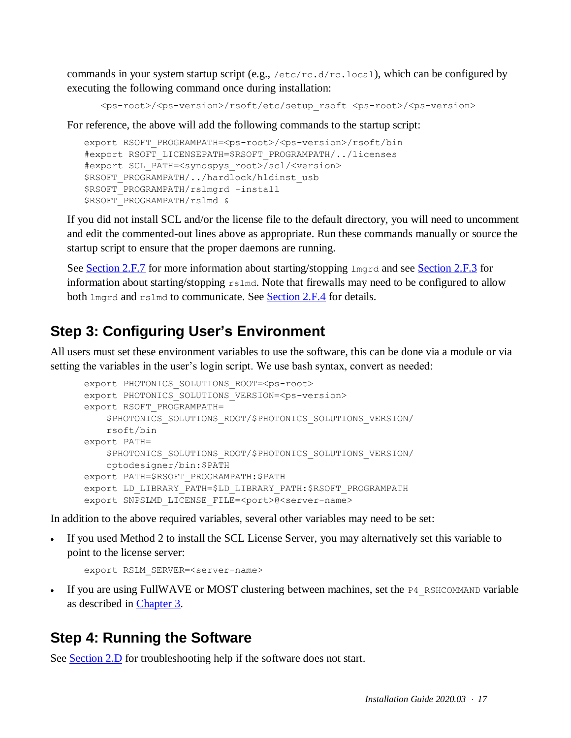commands in your system startup script (e.g., `/etc/rc.d/rc.local`), which can be configured by executing the following command once during installation:

```
<ps-root>/<ps-version>/rsoft/etc/setup_rsoft <ps-root>/<ps-version>
```

For reference, the above will add the following commands to the startup script:

```
export RSOFT_PROGRAMPATH=<ps-root>/<ps-version>/rsoft/bin
#export RSOFT_LICENSEPATH=$RSOFT_PROGRAMPATH/../licenses
#export SCL_PATH=<synospys_root>/scl/<version>
$RSOFT_PROGRAMPATH/../hardlock/hldinst_usb
$RSOFT_PROGRAMPATH/rslmgrd -install
$RSOFT_PROGRAMPATH/rslmd &
```

If you did not install SCL and/or the license file to the default directory, you will need to uncomment and edit the commented-out lines above as appropriate. Run these commands manually or source the startup script to ensure that the proper daemons are running.

See Section 2.F.7 for more information about starting/stopping `lmgrd` and see Section 2.F.3 for information about starting/stopping `rslmd`. Note that firewalls may need to be configured to allow both `lmgrd` and `rslmd` to communicate. See Section 2.F.4 for details.

## Step 3: Configuring User's Environment

All users must set these environment variables to use the software, this can be done via a module or via setting the variables in the user's login script. We use bash syntax, convert as needed:

```
export PHOTONICS_SOLUTIONS_ROOT=<ps-root>
export PHOTONICS_SOLUTIONS_VERSION=<ps-version>
export RSOFT_PROGRAMPATH=
    $PHOTONICS_SOLUTIONS_ROOT/$PHOTONICS_SOLUTIONS_VERSION/
    rsoft/bin
export PATH=
    $PHOTONICS_SOLUTIONS_ROOT/$PHOTONICS_SOLUTIONS_VERSION/
    optodesigner/bin:$PATH
export PATH=$RSOFT_PROGRAMPATH:$PATH
export LD_LIBRARY_PATH=$LD_LIBRARY_PATH:$RSOFT_PROGRAMPATH
export SNPSLMD_LICENSE_FILE=<port>@<server-name>
```

In addition to the above required variables, several other variables may need to be set:

- If you used Method 2 to install the SCL License Server, you may alternatively set this variable to point to the license server:

  ```
  export RSLM_SERVER=<server-name>
  ```

- If you are using FullWAVE or MOST clustering between machines, set the `P4_RSHCOMMAND` variable as described in Chapter 3.

## Step 4: Running the Software

See Section 2.D for troubleshooting help if the software does not start.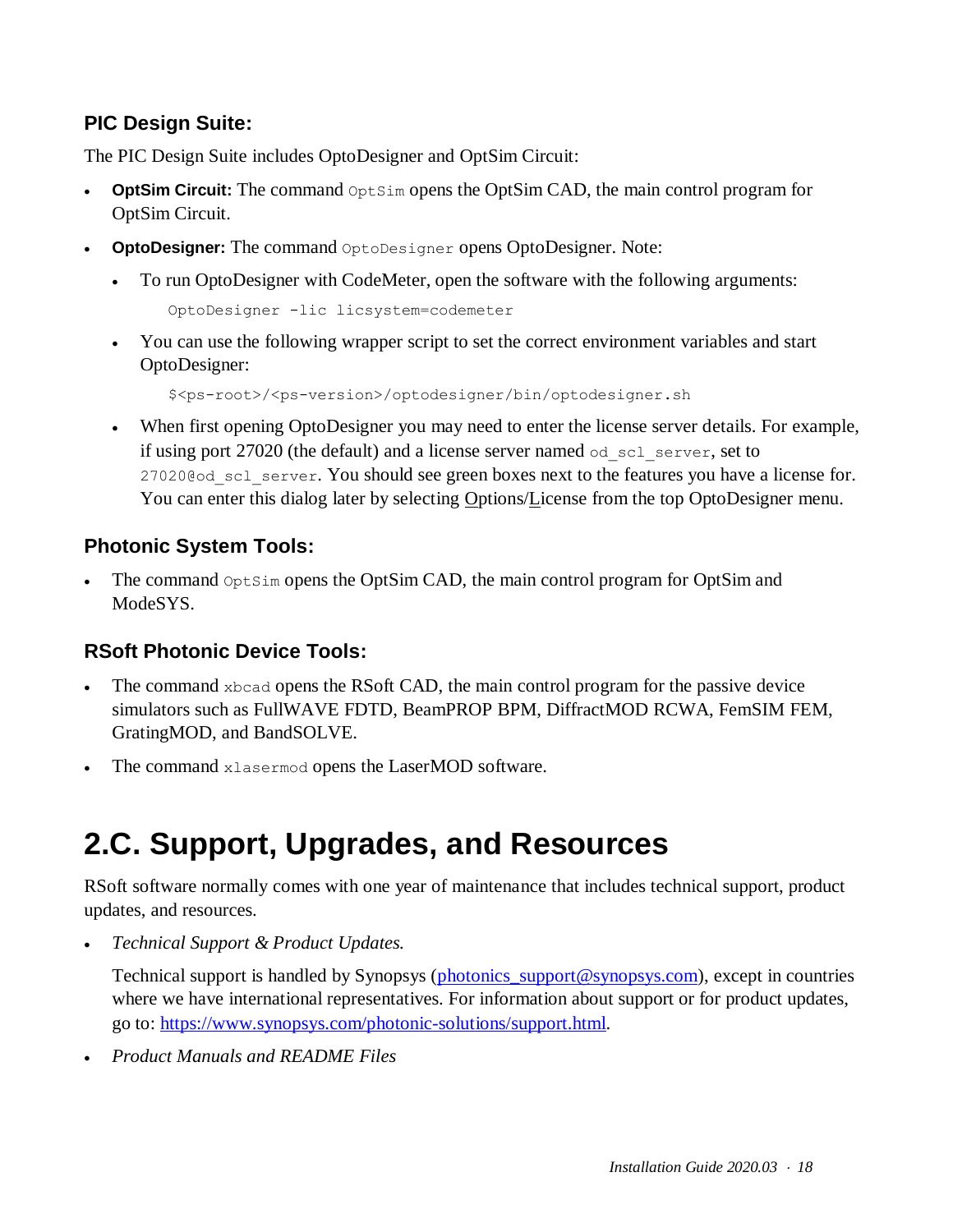### PIC Design Suite:

The PIC Design Suite includes OptoDesigner and OptSim Circuit:

- **OptSim Circuit:** The command `OptSim` opens the OptSim CAD, the main control program for OptSim Circuit.
- **OptoDesigner:** The command `OptoDesigner` opens OptoDesigner. Note:
  - To run OptoDesigner with CodeMeter, open the software with the following arguments:

    ```
    OptoDesigner -lic licsystem=codemeter
    ```

  - You can use the following wrapper script to set the correct environment variables and start OptoDesigner:

    ```
    $<ps-root>/<ps-version>/optodesigner/bin/optodesigner.sh
    ```

  - When first opening OptoDesigner you may need to enter the license server details. For example, if using port 27020 (the default) and a license server named `od_scl_server`, set to `27020@od_scl_server`. You should see green boxes next to the features you have a license for. You can enter this dialog later by selecting Options/License from the top OptoDesigner menu.

### Photonic System Tools:

- The command `OptSim` opens the OptSim CAD, the main control program for OptSim and ModeSYS.

### RSoft Photonic Device Tools:

- The command `xbcad` opens the RSoft CAD, the main control program for the passive device simulators such as FullWAVE FDTD, BeamPROP BPM, DiffractMOD RCWA, FemSIM FEM, GratingMOD, and BandSOLVE.
- The command `xlasermod` opens the LaserMOD software.

# 2.C. Support, Upgrades, and Resources

RSoft software normally comes with one year of maintenance that includes technical support, product updates, and resources.

- *Technical Support & Product Updates.*

  Technical support is handled by Synopsys (photonics_support@synopsys.com), except in countries where we have international representatives. For information about support or for product updates, go to: https://www.synopsys.com/photonic-solutions/support.html.

- *Product Manuals and README Files*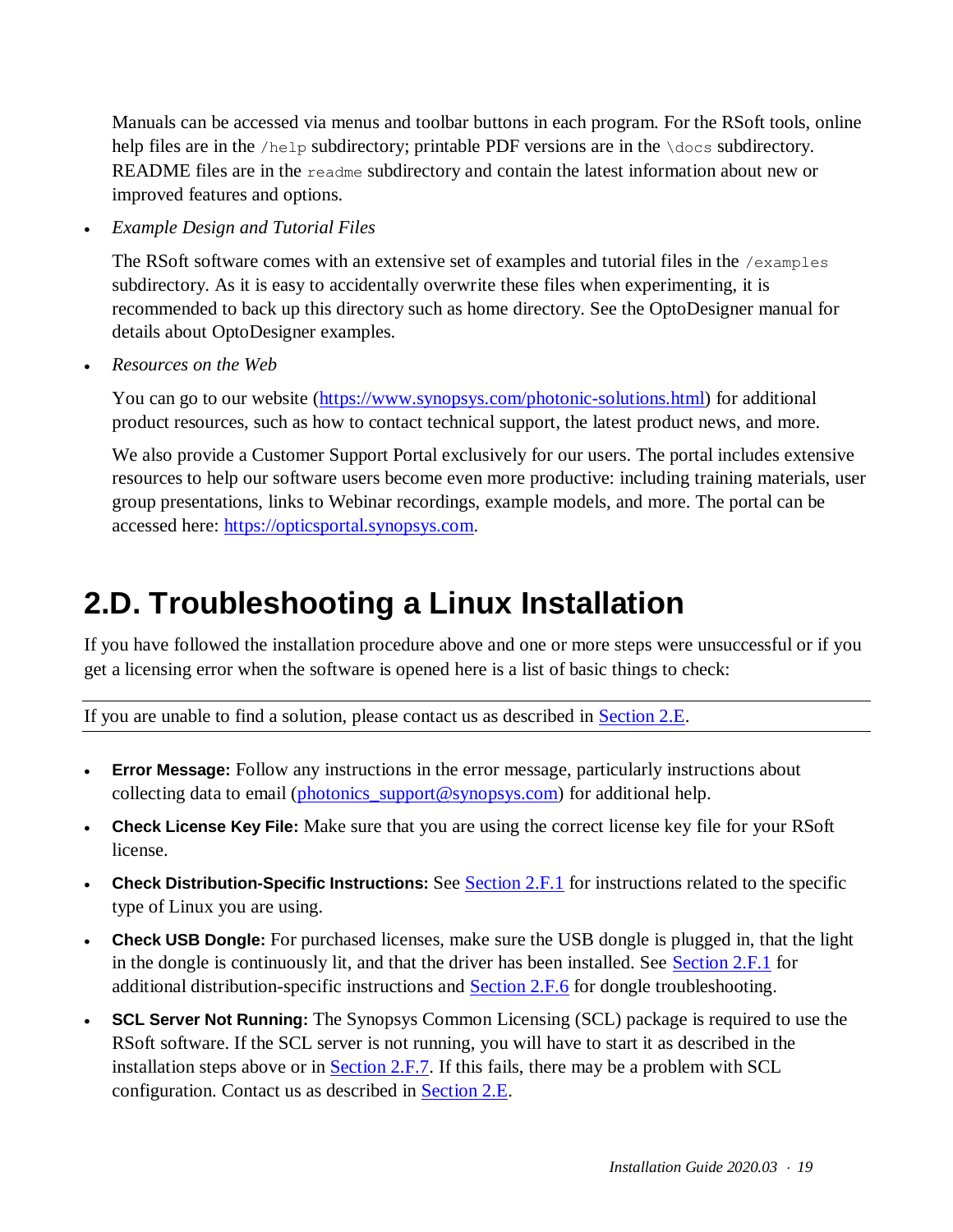Manuals can be accessed via menus and toolbar buttons in each program. For the RSoft tools, online help files are in the `/help` subdirectory; printable PDF versions are in the `\docs` subdirectory. README files are in the `readme` subdirectory and contain the latest information about new or improved features and options.

- *Example Design and Tutorial Files*

  The RSoft software comes with an extensive set of examples and tutorial files in the `/examples` subdirectory. As it is easy to accidentally overwrite these files when experimenting, it is recommended to back up this directory such as home directory. See the OptoDesigner manual for details about OptoDesigner examples.

- *Resources on the Web*

  You can go to our website (https://www.synopsys.com/photonic-solutions.html) for additional product resources, such as how to contact technical support, the latest product news, and more.

  We also provide a Customer Support Portal exclusively for our users. The portal includes extensive resources to help our software users become even more productive: including training materials, user group presentations, links to Webinar recordings, example models, and more. The portal can be accessed here: https://opticsportal.synopsys.com.

# 2.D. Troubleshooting a Linux Installation

If you have followed the installation procedure above and one or more steps were unsuccessful or if you get a licensing error when the software is opened here is a list of basic things to check:

---

If you are unable to find a solution, please contact us as described in Section 2.E.

---

- **Error Message:** Follow any instructions in the error message, particularly instructions about collecting data to email (photonics_support@synopsys.com) for additional help.
- **Check License Key File:** Make sure that you are using the correct license key file for your RSoft license.
- **Check Distribution-Specific Instructions:** See Section 2.F.1 for instructions related to the specific type of Linux you are using.
- **Check USB Dongle:** For purchased licenses, make sure the USB dongle is plugged in, that the light in the dongle is continuously lit, and that the driver has been installed. See Section 2.F.1 for additional distribution-specific instructions and Section 2.F.6 for dongle troubleshooting.
- **SCL Server Not Running:** The Synopsys Common Licensing (SCL) package is required to use the RSoft software. If the SCL server is not running, you will have to start it as described in the installation steps above or in Section 2.F.7. If this fails, there may be a problem with SCL configuration. Contact us as described in Section 2.E.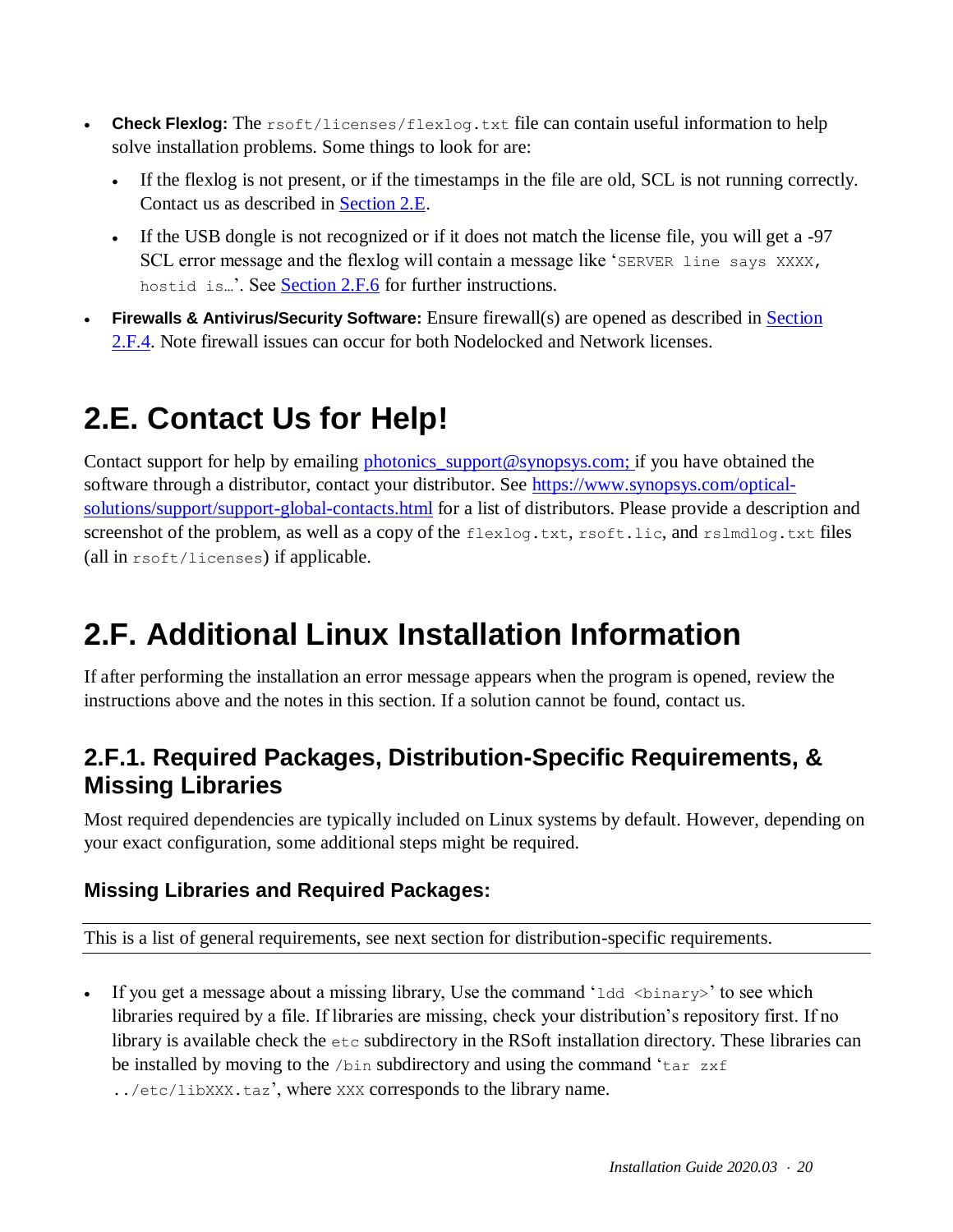- **Check Flexlog:** The `rsoft/licenses/flexlog.txt` file can contain useful information to help solve installation problems. Some things to look for are:
  - If the flexlog is not present, or if the timestamps in the file are old, SCL is not running correctly. Contact us as described in Section 2.E.
  - If the USB dongle is not recognized or if it does not match the license file, you will get a -97 SCL error message and the flexlog will contain a message like '`SERVER line says XXXX, hostid is…`'. See Section 2.F.6 for further instructions.
- **Firewalls & Antivirus/Security Software:** Ensure firewall(s) are opened as described in Section 2.F.4. Note firewall issues can occur for both Nodelocked and Network licenses.

# 2.E. Contact Us for Help!

Contact support for help by emailing photonics_support@synopsys.com; if you have obtained the software through a distributor, contact your distributor. See https://www.synopsys.com/optical-solutions/support/support-global-contacts.html for a list of distributors. Please provide a description and screenshot of the problem, as well as a copy of the `flexlog.txt`, `rsoft.lic`, and `rslmdlog.txt` files (all in `rsoft/licenses`) if applicable.

# 2.F. Additional Linux Installation Information

If after performing the installation an error message appears when the program is opened, review the instructions above and the notes in this section. If a solution cannot be found, contact us.

## 2.F.1. Required Packages, Distribution-Specific Requirements, & Missing Libraries

Most required dependencies are typically included on Linux systems by default. However, depending on your exact configuration, some additional steps might be required.

### Missing Libraries and Required Packages:

This is a list of general requirements, see next section for distribution-specific requirements.

- If you get a message about a missing library, Use the command '`ldd <binary>`' to see which libraries required by a file. If libraries are missing, check your distribution's repository first. If no library is available check the `etc` subdirectory in the RSoft installation directory. These libraries can be installed by moving to the `/bin` subdirectory and using the command '`tar zxf ../etc/libXXX.taz`', where `XXX` corresponds to the library name.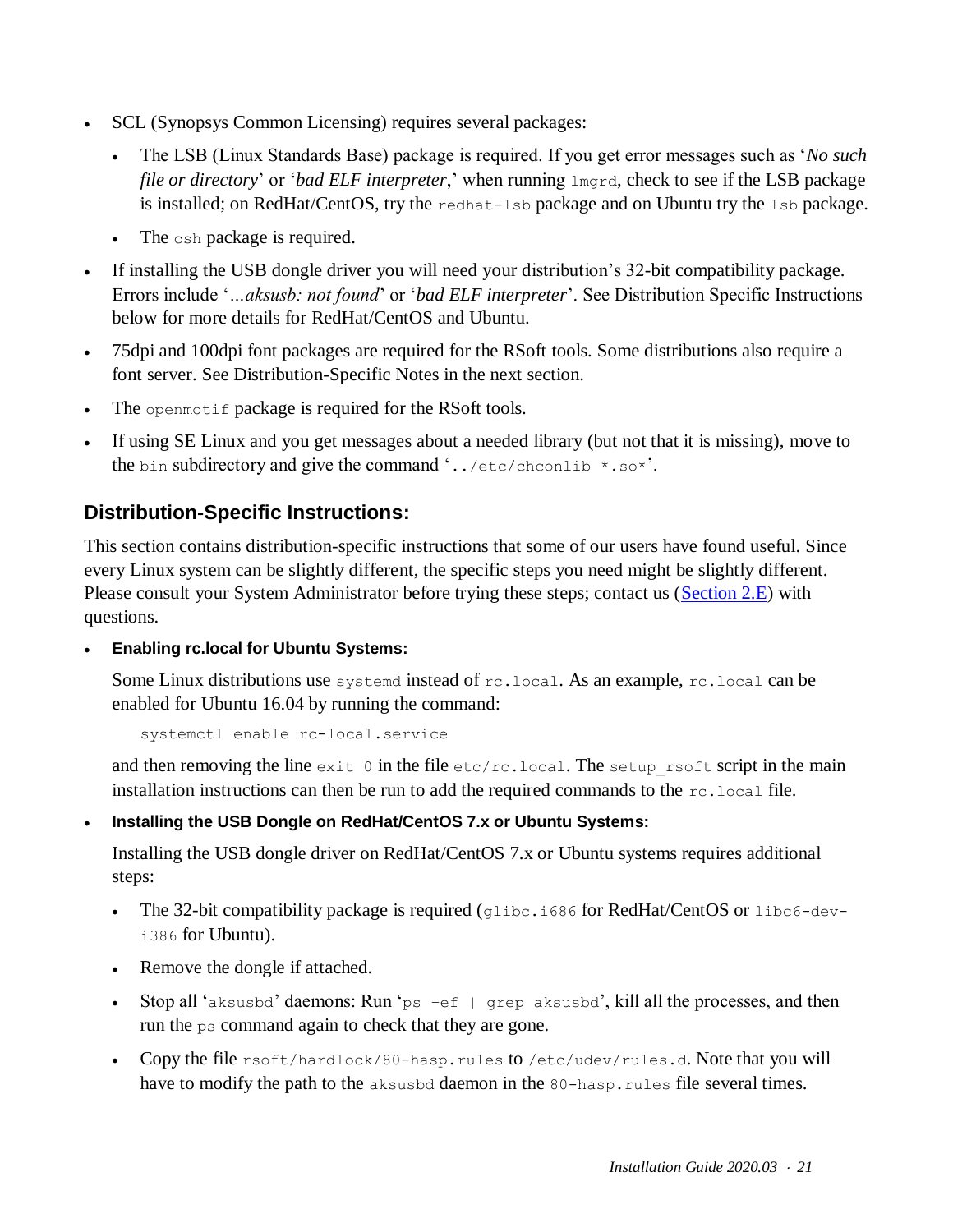- SCL (Synopsys Common Licensing) requires several packages:
  - The LSB (Linux Standards Base) package is required. If you get error messages such as '*No such file or directory*' or '*bad ELF interpreter*,' when running `lmgrd`, check to see if the LSB package is installed; on RedHat/CentOS, try the `redhat-lsb` package and on Ubuntu try the `lsb` package.
  - The `csh` package is required.
- If installing the USB dongle driver you will need your distribution's 32-bit compatibility package. Errors include '*...aksusb: not found*' or '*bad ELF interpreter*'. See Distribution Specific Instructions below for more details for RedHat/CentOS and Ubuntu.
- 75dpi and 100dpi font packages are required for the RSoft tools. Some distributions also require a font server. See Distribution-Specific Notes in the next section.
- The `openmotif` package is required for the RSoft tools.
- If using SE Linux and you get messages about a needed library (but not that it is missing), move to the `bin` subdirectory and give the command '`../etc/chconlib *.so*`'.

## Distribution-Specific Instructions:

This section contains distribution-specific instructions that some of our users have found useful. Since every Linux system can be slightly different, the specific steps you need might be slightly different. Please consult your System Administrator before trying these steps; contact us (Section 2.E) with questions.

- **Enabling rc.local for Ubuntu Systems:**

  Some Linux distributions use `systemd` instead of `rc.local`. As an example, `rc.local` can be enabled for Ubuntu 16.04 by running the command:

  ```
  systemctl enable rc-local.service
  ```

  and then removing the line `exit 0` in the file `etc/rc.local`. The `setup_rsoft` script in the main installation instructions can then be run to add the required commands to the `rc.local` file.

- **Installing the USB Dongle on RedHat/CentOS 7.x or Ubuntu Systems:**

  Installing the USB dongle driver on RedHat/CentOS 7.x or Ubuntu systems requires additional steps:

  - The 32-bit compatibility package is required (`glibc.i686` for RedHat/CentOS or `libc6-dev-i386` for Ubuntu).
  - Remove the dongle if attached.
  - Stop all '`aksusbd`' daemons: Run '`ps -ef | grep aksusbd`', kill all the processes, and then run the `ps` command again to check that they are gone.
  - Copy the file `rsoft/hardlock/80-hasp.rules` to `/etc/udev/rules.d`. Note that you will have to modify the path to the `aksusbd` daemon in the `80-hasp.rules` file several times.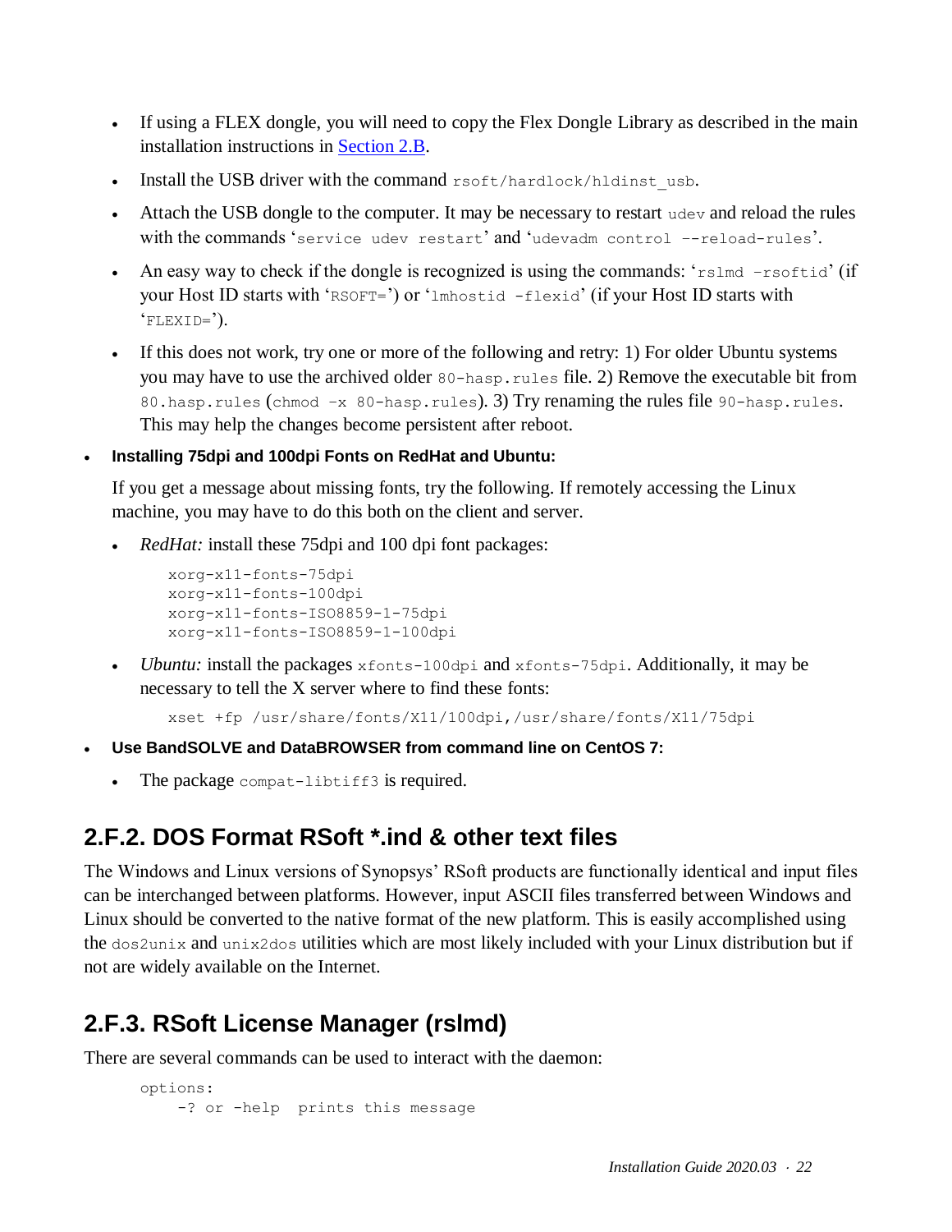- If using a FLEX dongle, you will need to copy the Flex Dongle Library as described in the main installation instructions in Section 2.B.
- Install the USB driver with the command `rsoft/hardlock/hldinst_usb`.
- Attach the USB dongle to the computer. It may be necessary to restart `udev` and reload the rules with the commands '`service udev restart`' and '`udevadm control --reload-rules`'.
- An easy way to check if the dongle is recognized is using the commands: '`rslmd -rsoftid`' (if your Host ID starts with '`RSOFT=`') or '`lmhostid -flexid`' (if your Host ID starts with '`FLEXID=`').
- If this does not work, try one or more of the following and retry: 1) For older Ubuntu systems you may have to use the archived older `80-hasp.rules` file. 2) Remove the executable bit from `80.hasp.rules` (`chmod -x 80-hasp.rules`). 3) Try renaming the rules file `90-hasp.rules`. This may help the changes become persistent after reboot.

- **Installing 75dpi and 100dpi Fonts on RedHat and Ubuntu:**

  If you get a message about missing fonts, try the following. If remotely accessing the Linux machine, you may have to do this both on the client and server.

  - *RedHat:* install these 75dpi and 100 dpi font packages:

    ```
    xorg-x11-fonts-75dpi
    xorg-x11-fonts-100dpi
    xorg-x11-fonts-ISO8859-1-75dpi
    xorg-x11-fonts-ISO8859-1-100dpi
    ```

  - *Ubuntu:* install the packages `xfonts-100dpi` and `xfonts-75dpi`. Additionally, it may be necessary to tell the X server where to find these fonts:

    ```
    xset +fp /usr/share/fonts/X11/100dpi,/usr/share/fonts/X11/75dpi
    ```

- **Use BandSOLVE and DataBROWSER from command line on CentOS 7:**
  - The package `compat-libtiff3` is required.

## 2.F.2. DOS Format RSoft *.ind & other text files

The Windows and Linux versions of Synopsys' RSoft products are functionally identical and input files can be interchanged between platforms. However, input ASCII files transferred between Windows and Linux should be converted to the native format of the new platform. This is easily accomplished using the `dos2unix` and `unix2dos` utilities which are most likely included with your Linux distribution but if not are widely available on the Internet.

## 2.F.3. RSoft License Manager (rslmd)

There are several commands can be used to interact with the daemon:

```
options:
    -? or -help  prints this message
```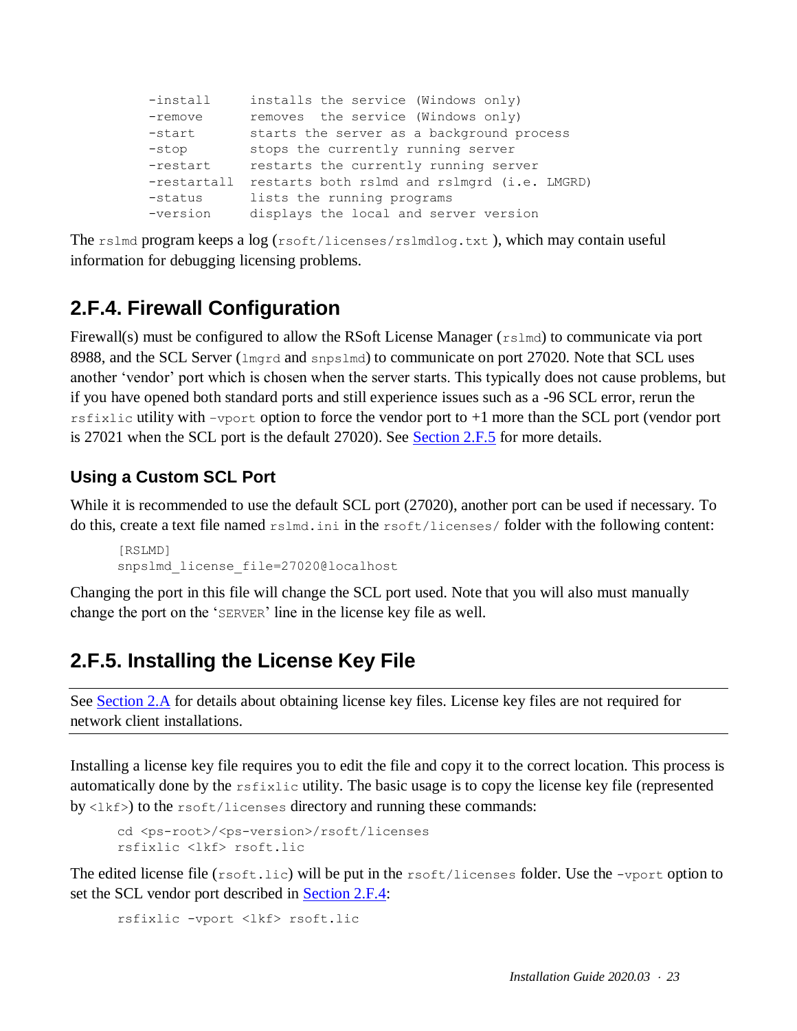```
-install     installs the service (Windows only)
-remove      removes  the service (Windows only)
-start       starts the server as a background process
-stop        stops the currently running server
-restart     restarts the currently running server
-restartall  restarts both rslmd and rslmgrd (i.e. LMGRD)
-status      lists the running programs
-version     displays the local and server version
```

The `rslmd` program keeps a log (`rsoft/licenses/rslmdlog.txt` ), which may contain useful information for debugging licensing problems.

## 2.F.4. Firewall Configuration

Firewall(s) must be configured to allow the RSoft License Manager (`rslmd`) to communicate via port 8988, and the SCL Server (`lmgrd` and `snpslmd`) to communicate on port 27020. Note that SCL uses another 'vendor' port which is chosen when the server starts. This typically does not cause problems, but if you have opened both standard ports and still experience issues such as a -96 SCL error, rerun the `rsfixlic` utility with `-vport` option to force the vendor port to +1 more than the SCL port (vendor port is 27021 when the SCL port is the default 27020). See Section 2.F.5 for more details.

### Using a Custom SCL Port

While it is recommended to use the default SCL port (27020), another port can be used if necessary. To do this, create a text file named `rslmd.ini` in the `rsoft/licenses/` folder with the following content:

```
[RSLMD]
snpslmd_license_file=27020@localhost
```

Changing the port in this file will change the SCL port used. Note that you will also must manually change the port on the '`SERVER`' line in the license key file as well.

## 2.F.5. Installing the License Key File

See Section 2.A for details about obtaining license key files. License key files are not required for network client installations.

Installing a license key file requires you to edit the file and copy it to the correct location. This process is automatically done by the `rsfixlic` utility. The basic usage is to copy the license key file (represented by `<lkf>`) to the `rsoft/licenses` directory and running these commands:

```
cd <ps-root>/<ps-version>/rsoft/licenses
rsfixlic <lkf> rsoft.lic
```

The edited license file (`rsoft.lic`) will be put in the `rsoft/licenses` folder. Use the `-vport` option to set the SCL vendor port described in Section 2.F.4:

```
rsfixlic -vport <lkf> rsoft.lic
```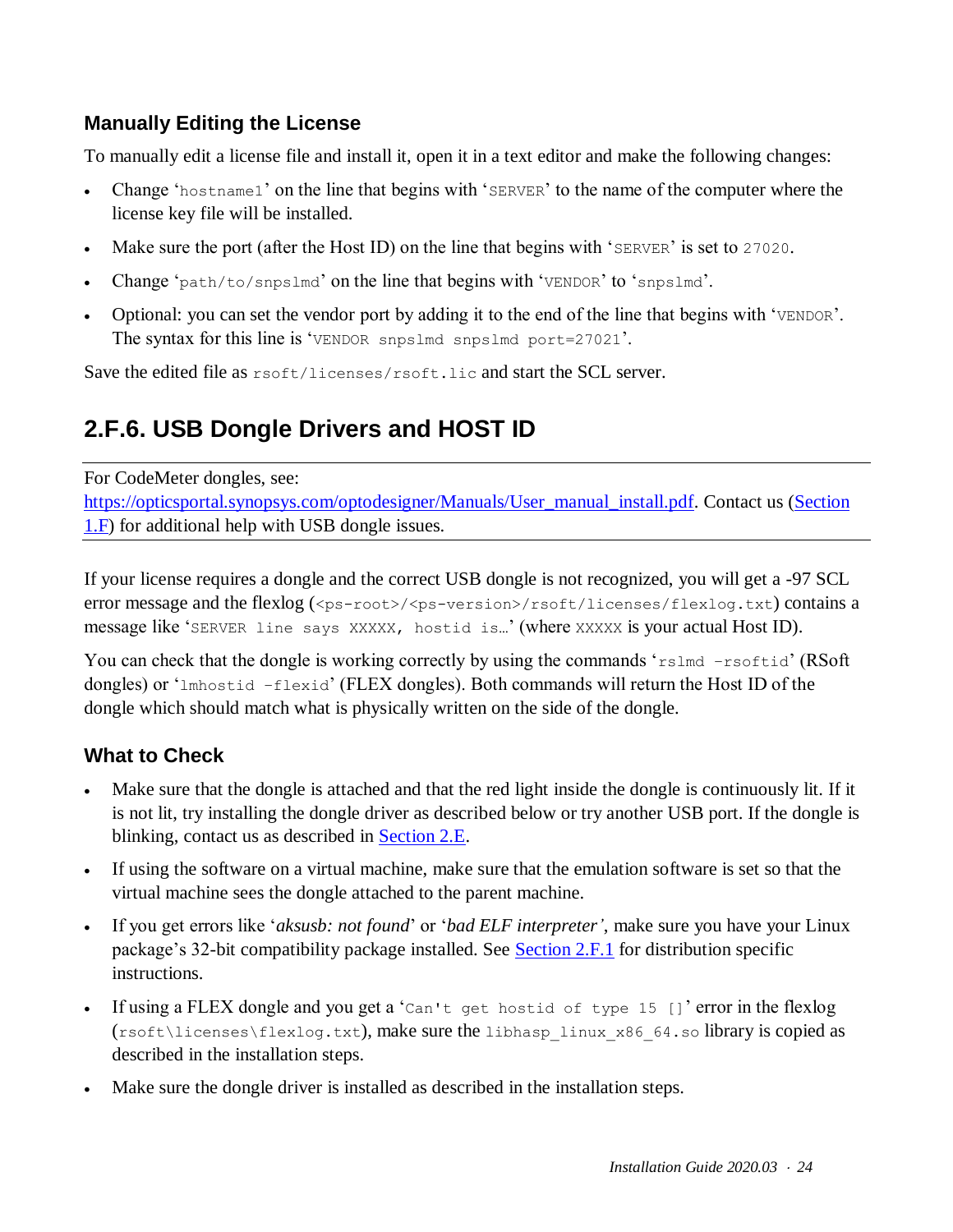### Manually Editing the License

To manually edit a license file and install it, open it in a text editor and make the following changes:

- Change '`hostname1`' on the line that begins with '`SERVER`' to the name of the computer where the license key file will be installed.
- Make sure the port (after the Host ID) on the line that begins with '`SERVER`' is set to `27020`.
- Change '`path/to/snpslmd`' on the line that begins with '`VENDOR`' to '`snpslmd`'.
- Optional: you can set the vendor port by adding it to the end of the line that begins with '`VENDOR`'. The syntax for this line is '`VENDOR snpslmd snpslmd port=27021`'.

Save the edited file as `rsoft/licenses/rsoft.lic` and start the SCL server.

## 2.F.6. USB Dongle Drivers and HOST ID

For CodeMeter dongles, see: [https://opticsportal.synopsys.com/optodesigner/Manuals/User_manual_install.pdf](https://opticsportal.synopsys.com/optodesigner/Manuals/User_manual_install.pdf). Contact us (Section 1.F) for additional help with USB dongle issues.

If your license requires a dongle and the correct USB dongle is not recognized, you will get a -97 SCL error message and the flexlog (`<ps-root>/<ps-version>/rsoft/licenses/flexlog.txt`) contains a message like '`SERVER line says XXXXX, hostid is…`' (where `XXXXX` is your actual Host ID).

You can check that the dongle is working correctly by using the commands '`rslmd -rsoftid`' (RSoft dongles) or '`lmhostid -flexid`' (FLEX dongles). Both commands will return the Host ID of the dongle which should match what is physically written on the side of the dongle.

### What to Check

- Make sure that the dongle is attached and that the red light inside the dongle is continuously lit. If it is not lit, try installing the dongle driver as described below or try another USB port. If the dongle is blinking, contact us as described in Section 2.E.
- If using the software on a virtual machine, make sure that the emulation software is set so that the virtual machine sees the dongle attached to the parent machine.
- If you get errors like '*aksusb: not found*' or '*bad ELF interpreter'*, make sure you have your Linux package's 32-bit compatibility package installed. See Section 2.F.1 for distribution specific instructions.
- If using a FLEX dongle and you get a '`Can't get hostid of type 15 []`' error in the flexlog (`rsoft\licenses\flexlog.txt`), make sure the `libhasp_linux_x86_64.so` library is copied as described in the installation steps.
- Make sure the dongle driver is installed as described in the installation steps.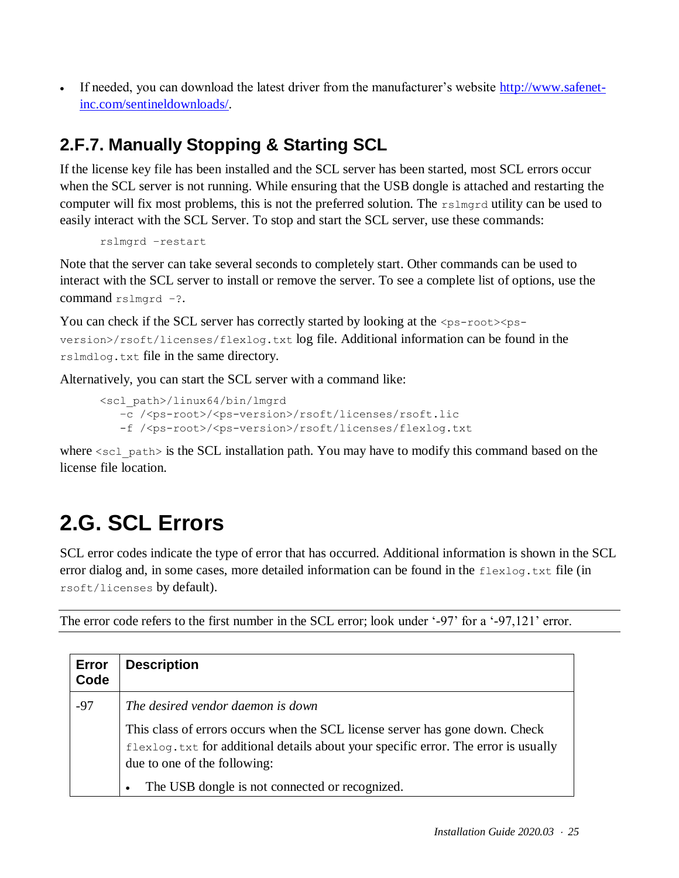- If needed, you can download the latest driver from the manufacturer's website [http://www.safenet-inc.com/sentineldownloads/](http://www.safenet-inc.com/sentineldownloads/).

### 2.F.7. Manually Stopping & Starting SCL

If the license key file has been installed and the SCL server has been started, most SCL errors occur when the SCL server is not running. While ensuring that the USB dongle is attached and restarting the computer will fix most problems, this is not the preferred solution. The `rslmgrd` utility can be used to easily interact with the SCL Server. To stop and start the SCL server, use these commands:

```
rslmgrd -restart
```

Note that the server can take several seconds to completely start. Other commands can be used to interact with the SCL server to install or remove the server. To see a complete list of options, use the command `rslmgrd -?`.

You can check if the SCL server has correctly started by looking at the `<ps-root><ps-version>/rsoft/licenses/flexlog.txt` log file. Additional information can be found in the `rslmdlog.txt` file in the same directory.

Alternatively, you can start the SCL server with a command like:

```
<scl_path>/linux64/bin/lmgrd
   -c /<ps-root>/<ps-version>/rsoft/licenses/rsoft.lic
   -f /<ps-root>/<ps-version>/rsoft/licenses/flexlog.txt
```

where `<scl_path>` is the SCL installation path. You may have to modify this command based on the license file location.

## 2.G. SCL Errors

SCL error codes indicate the type of error that has occurred. Additional information is shown in the SCL error dialog and, in some cases, more detailed information can be found in the `flexlog.txt` file (in `rsoft/licenses` by default).

The error code refers to the first number in the SCL error; look under '-97' for a '-97,121' error.

| Error Code | Description |
|---|---|
| -97 | *The desired vendor daemon is down*<br><br>This class of errors occurs when the SCL license server has gone down. Check `flexlog.txt` for additional details about your specific error. The error is usually due to one of the following:<br><br>• The USB dongle is not connected or recognized. |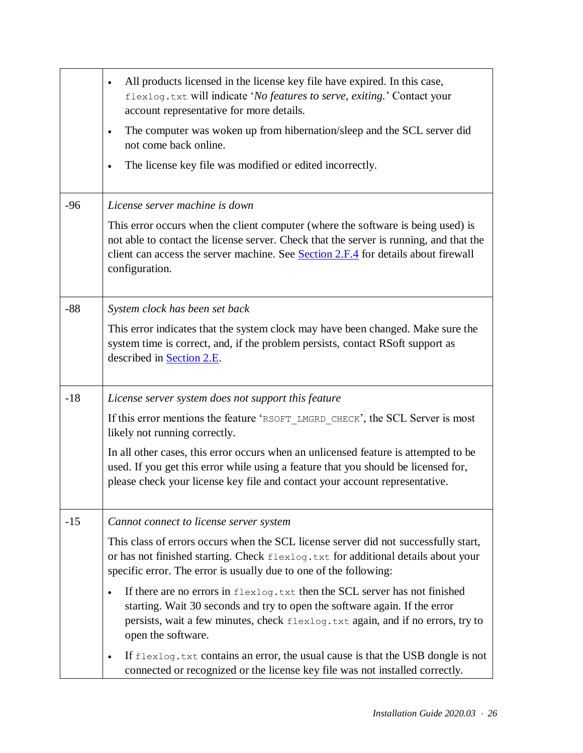| | |
|---|---|
| | • All products licensed in the license key file have expired. In this case, `flexlog.txt` will indicate '*No features to serve, exiting.*' Contact your account representative for more details.<br>• The computer was woken up from hibernation/sleep and the SCL server did not come back online.<br>• The license key file was modified or edited incorrectly. |
| -96 | *License server machine is down*<br><br>This error occurs when the client computer (where the software is being used) is not able to contact the license server. Check that the server is running, and that the client can access the server machine. See Section 2.F.4 for details about firewall configuration. |
| -88 | *System clock has been set back*<br><br>This error indicates that the system clock may have been changed. Make sure the system time is correct, and, if the problem persists, contact RSoft support as described in Section 2.E. |
| -18 | *License server system does not support this feature*<br><br>If this error mentions the feature '`RSOFT_LMGRD_CHECK`', the SCL Server is most likely not running correctly.<br><br>In all other cases, this error occurs when an unlicensed feature is attempted to be used. If you get this error while using a feature that you should be licensed for, please check your license key file and contact your account representative. |
| -15 | *Cannot connect to license server system*<br><br>This class of errors occurs when the SCL license server did not successfully start, or has not finished starting. Check `flexlog.txt` for additional details about your specific error. The error is usually due to one of the following:<br>• If there are no errors in `flexlog.txt` then the SCL server has not finished starting. Wait 30 seconds and try to open the software again. If the error persists, wait a few minutes, check `flexlog.txt` again, and if no errors, try to open the software.<br>• If `flexlog.txt` contains an error, the usual cause is that the USB dongle is not connected or recognized or the license key file was not installed correctly. |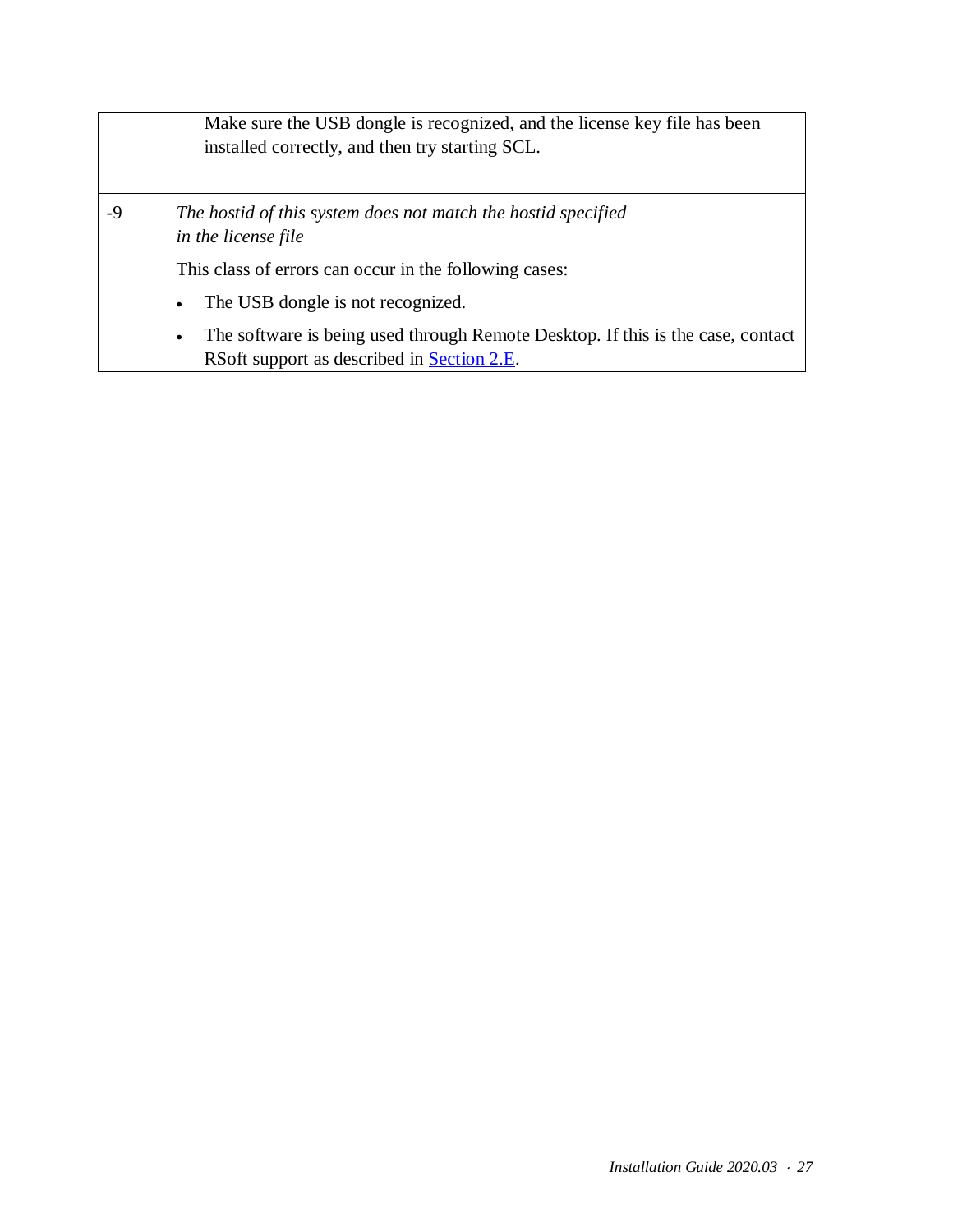| | |
|---|---|
| | Make sure the USB dongle is recognized, and the license key file has been installed correctly, and then try starting SCL. |
| -9 | *The hostid of this system does not match the hostid specified in the license file*<br><br>This class of errors can occur in the following cases:<br><br>• The USB dongle is not recognized.<br><br>• The software is being used through Remote Desktop. If this is the case, contact RSoft support as described in Section 2.E. |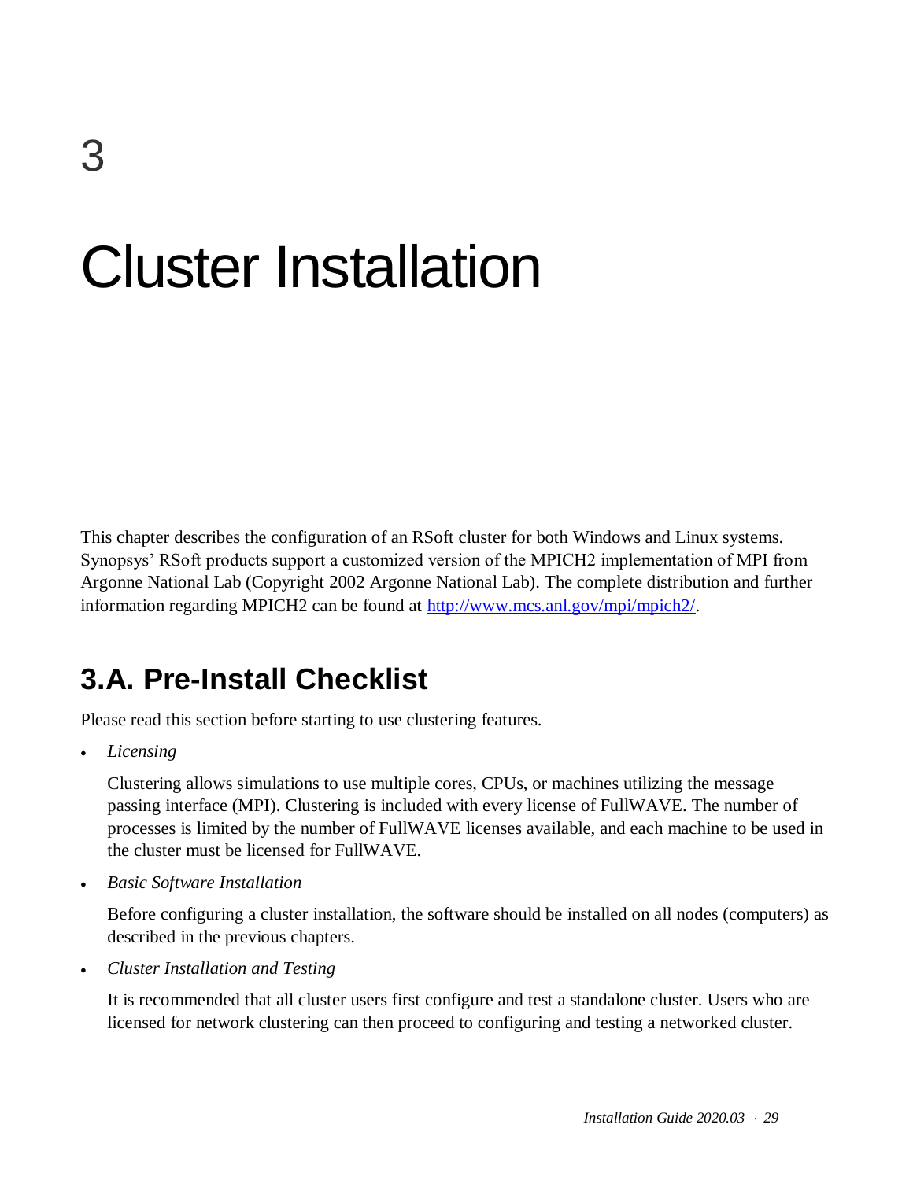# 3

# Cluster Installation

This chapter describes the configuration of an RSoft cluster for both Windows and Linux systems. Synopsys' RSoft products support a customized version of the MPICH2 implementation of MPI from Argonne National Lab (Copyright 2002 Argonne National Lab). The complete distribution and further information regarding MPICH2 can be found at [http://www.mcs.anl.gov/mpi/mpich2/](http://www.mcs.anl.gov/mpi/mpich2/).

## 3.A. Pre-Install Checklist

Please read this section before starting to use clustering features.

- *Licensing*

  Clustering allows simulations to use multiple cores, CPUs, or machines utilizing the message passing interface (MPI). Clustering is included with every license of FullWAVE. The number of processes is limited by the number of FullWAVE licenses available, and each machine to be used in the cluster must be licensed for FullWAVE.

- *Basic Software Installation*

  Before configuring a cluster installation, the software should be installed on all nodes (computers) as described in the previous chapters.

- *Cluster Installation and Testing*

  It is recommended that all cluster users first configure and test a standalone cluster. Users who are licensed for network clustering can then proceed to configuring and testing a networked cluster.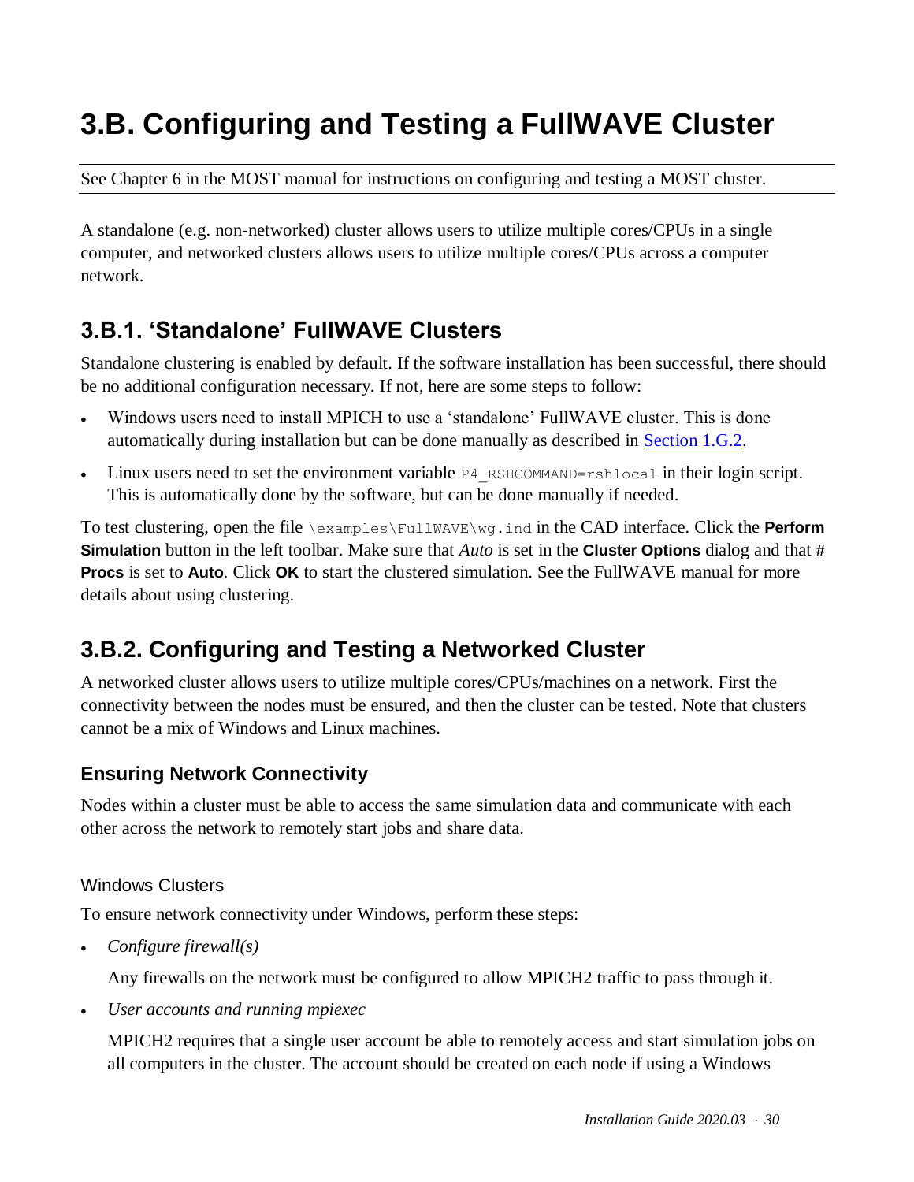# 3.B. Configuring and Testing a FullWAVE Cluster

See Chapter 6 in the MOST manual for instructions on configuring and testing a MOST cluster.

A standalone (e.g. non-networked) cluster allows users to utilize multiple cores/CPUs in a single computer, and networked clusters allows users to utilize multiple cores/CPUs across a computer network.

## 3.B.1. 'Standalone' FullWAVE Clusters

Standalone clustering is enabled by default. If the software installation has been successful, there should be no additional configuration necessary. If not, here are some steps to follow:

- Windows users need to install MPICH to use a 'standalone' FullWAVE cluster. This is done automatically during installation but can be done manually as described in Section 1.G.2.
- Linux users need to set the environment variable `P4_RSHCOMMAND=rshlocal` in their login script. This is automatically done by the software, but can be done manually if needed.

To test clustering, open the file `\examples\FullWAVE\wg.ind` in the CAD interface. Click the **Perform Simulation** button in the left toolbar. Make sure that *Auto* is set in the **Cluster Options** dialog and that **# Procs** is set to **Auto**. Click **OK** to start the clustered simulation. See the FullWAVE manual for more details about using clustering.

## 3.B.2. Configuring and Testing a Networked Cluster

A networked cluster allows users to utilize multiple cores/CPUs/machines on a network. First the connectivity between the nodes must be ensured, and then the cluster can be tested. Note that clusters cannot be a mix of Windows and Linux machines.

### Ensuring Network Connectivity

Nodes within a cluster must be able to access the same simulation data and communicate with each other across the network to remotely start jobs and share data.

#### Windows Clusters

To ensure network connectivity under Windows, perform these steps:

- *Configure firewall(s)*

  Any firewalls on the network must be configured to allow MPICH2 traffic to pass through it.

- *User accounts and running mpiexec*

  MPICH2 requires that a single user account be able to remotely access and start simulation jobs on all computers in the cluster. The account should be created on each node if using a Windows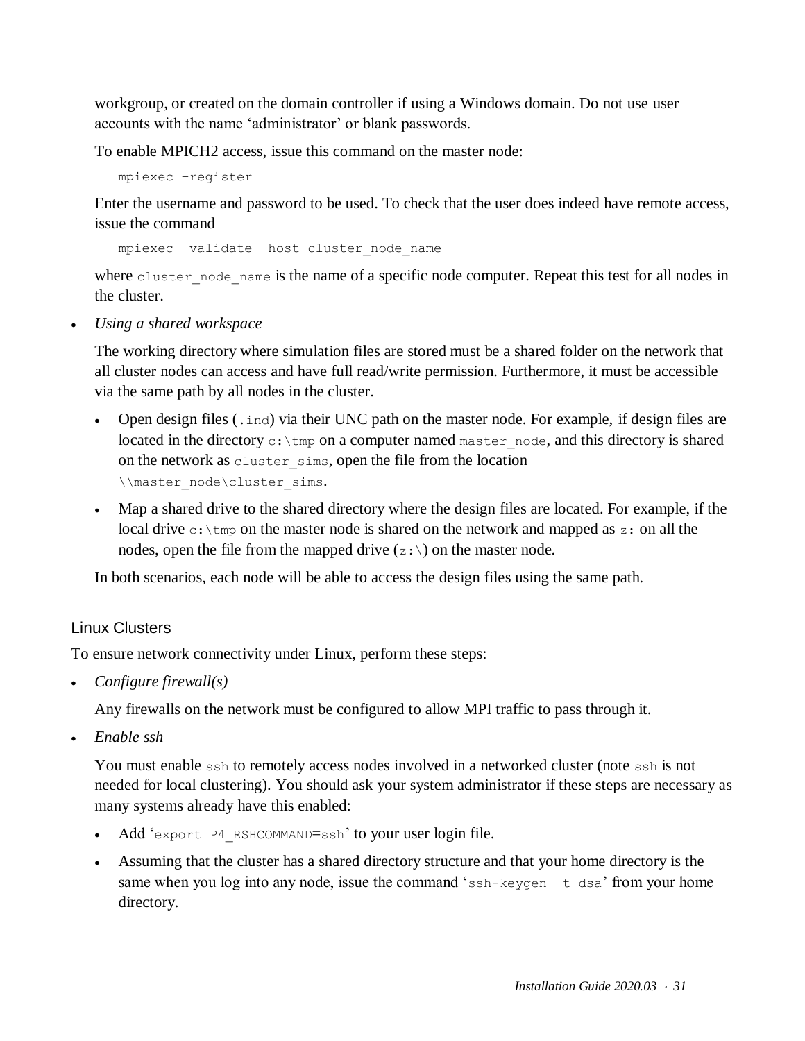workgroup, or created on the domain controller if using a Windows domain. Do not use user accounts with the name 'administrator' or blank passwords.

To enable MPICH2 access, issue this command on the master node:

```
mpiexec –register
```

Enter the username and password to be used. To check that the user does indeed have remote access, issue the command

```
mpiexec –validate –host cluster_node_name
```

where `cluster_node_name` is the name of a specific node computer. Repeat this test for all nodes in the cluster.

- *Using a shared workspace*

  The working directory where simulation files are stored must be a shared folder on the network that all cluster nodes can access and have full read/write permission. Furthermore, it must be accessible via the same path by all nodes in the cluster.

  - Open design files (`.ind`) via their UNC path on the master node. For example, if design files are located in the directory `c:\tmp` on a computer named `master_node`, and this directory is shared on the network as `cluster_sims`, open the file from the location `\\master_node\cluster_sims`.
  - Map a shared drive to the shared directory where the design files are located. For example, if the local drive `c:\tmp` on the master node is shared on the network and mapped as `z:` on all the nodes, open the file from the mapped drive (`z:\`) on the master node.

  In both scenarios, each node will be able to access the design files using the same path.

### Linux Clusters

To ensure network connectivity under Linux, perform these steps:

- *Configure firewall(s)*

  Any firewalls on the network must be configured to allow MPI traffic to pass through it.

- *Enable ssh*

  You must enable `ssh` to remotely access nodes involved in a networked cluster (note `ssh` is not needed for local clustering). You should ask your system administrator if these steps are necessary as many systems already have this enabled:

  - Add '`export P4_RSHCOMMAND=ssh`' to your user login file.
  - Assuming that the cluster has a shared directory structure and that your home directory is the same when you log into any node, issue the command '`ssh-keygen –t dsa`' from your home directory.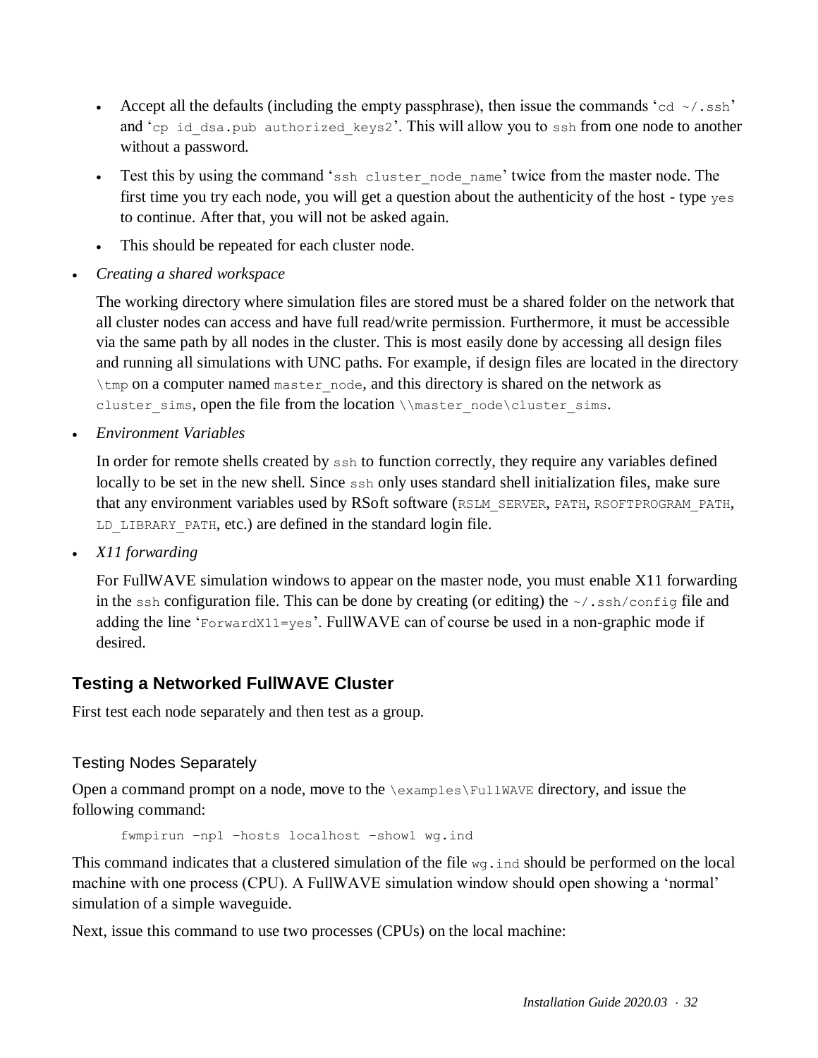- Accept all the defaults (including the empty passphrase), then issue the commands '`cd ~/.ssh`' and '`cp id_dsa.pub authorized_keys2`'. This will allow you to `ssh` from one node to another without a password.
- Test this by using the command '`ssh cluster_node_name`' twice from the master node. The first time you try each node, you will get a question about the authenticity of the host - type `yes` to continue. After that, you will not be asked again.
- This should be repeated for each cluster node.

- *Creating a shared workspace*

  The working directory where simulation files are stored must be a shared folder on the network that all cluster nodes can access and have full read/write permission. Furthermore, it must be accessible via the same path by all nodes in the cluster. This is most easily done by accessing all design files and running all simulations with UNC paths. For example, if design files are located in the directory `\tmp` on a computer named `master_node`, and this directory is shared on the network as `cluster_sims`, open the file from the location `\\master_node\cluster_sims`.

- *Environment Variables*

  In order for remote shells created by `ssh` to function correctly, they require any variables defined locally to be set in the new shell. Since `ssh` only uses standard shell initialization files, make sure that any environment variables used by RSoft software (`RSLM_SERVER`, `PATH`, `RSOFTPROGRAM_PATH`, `LD_LIBRARY_PATH`, etc.) are defined in the standard login file.

- *X11 forwarding*

  For FullWAVE simulation windows to appear on the master node, you must enable X11 forwarding in the `ssh` configuration file. This can be done by creating (or editing) the `~/.ssh/config` file and adding the line '`ForwardX11=yes`'. FullWAVE can of course be used in a non-graphic mode if desired.

## Testing a Networked FullWAVE Cluster

First test each node separately and then test as a group.

### Testing Nodes Separately

Open a command prompt on a node, move to the `\examples\FullWAVE` directory, and issue the following command:

```
fwmpirun –np1 –hosts localhost –show1 wg.ind
```

This command indicates that a clustered simulation of the file `wg.ind` should be performed on the local machine with one process (CPU). A FullWAVE simulation window should open showing a 'normal' simulation of a simple waveguide.

Next, issue this command to use two processes (CPUs) on the local machine: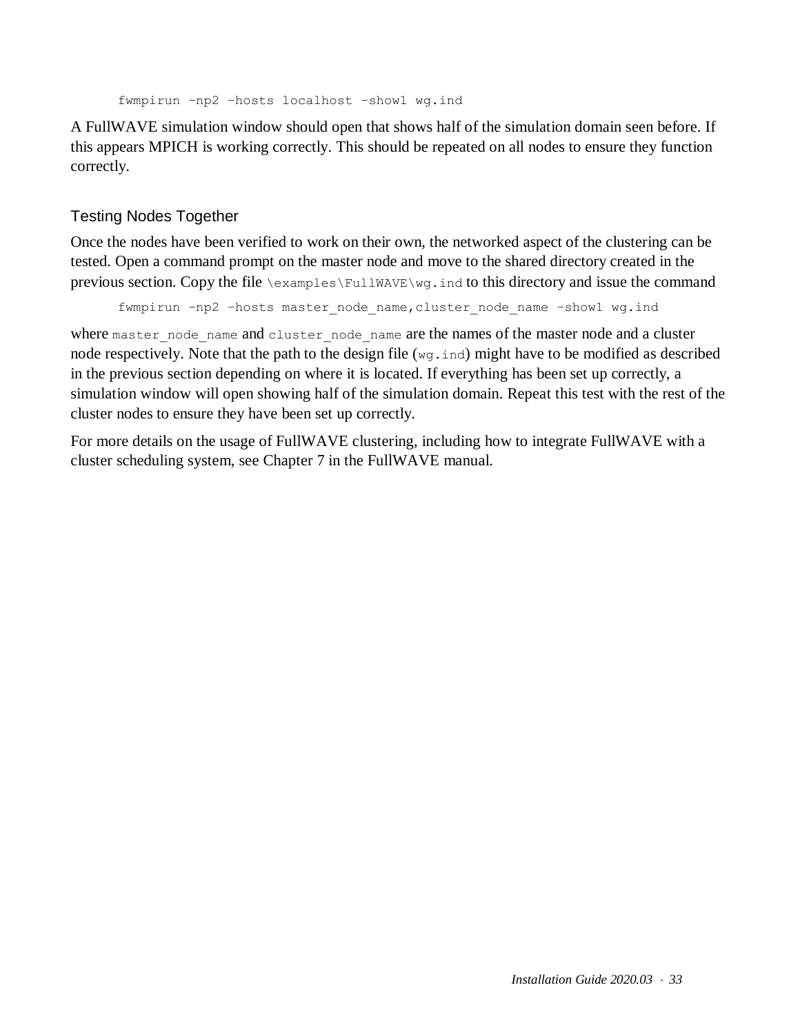```
fwmpirun –np2 –hosts localhost –show1 wg.ind
```

A FullWAVE simulation window should open that shows half of the simulation domain seen before. If this appears MPICH is working correctly. This should be repeated on all nodes to ensure they function correctly.

### Testing Nodes Together

Once the nodes have been verified to work on their own, the networked aspect of the clustering can be tested. Open a command prompt on the master node and move to the shared directory created in the previous section. Copy the file `\examples\FullWAVE\wg.ind` to this directory and issue the command

```
fwmpirun –np2 –hosts master_node_name,cluster_node_name –show1 wg.ind
```

where `master_node_name` and `cluster_node_name` are the names of the master node and a cluster node respectively. Note that the path to the design file (`wg.ind`) might have to be modified as described in the previous section depending on where it is located. If everything has been set up correctly, a simulation window will open showing half of the simulation domain. Repeat this test with the rest of the cluster nodes to ensure they have been set up correctly.

For more details on the usage of FullWAVE clustering, including how to integrate FullWAVE with a cluster scheduling system, see Chapter 7 in the FullWAVE manual.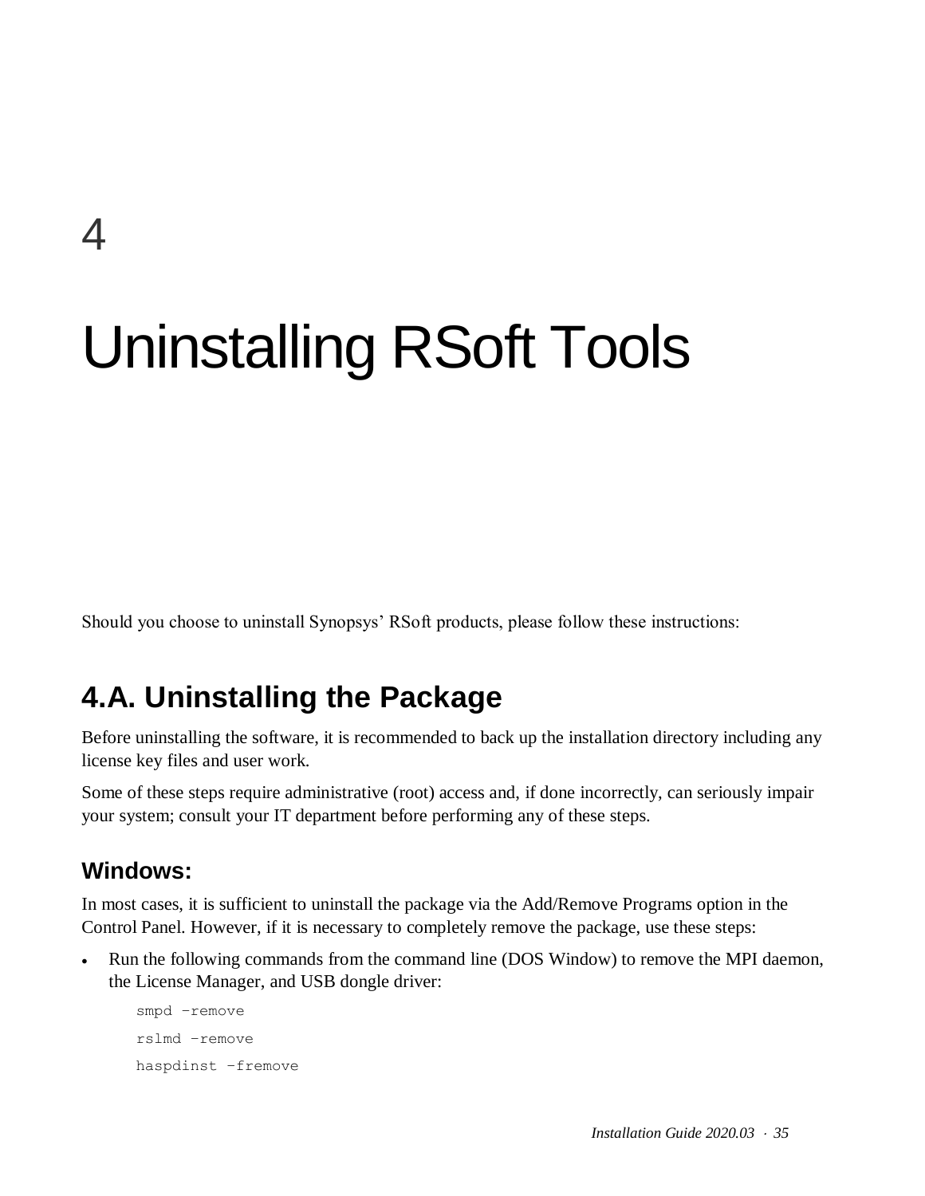# 4

# Uninstalling RSoft Tools

Should you choose to uninstall Synopsys' RSoft products, please follow these instructions:

## 4.A. Uninstalling the Package

Before uninstalling the software, it is recommended to back up the installation directory including any license key files and user work.

Some of these steps require administrative (root) access and, if done incorrectly, can seriously impair your system; consult your IT department before performing any of these steps.

### Windows:

In most cases, it is sufficient to uninstall the package via the Add/Remove Programs option in the Control Panel. However, if it is necessary to completely remove the package, use these steps:

- Run the following commands from the command line (DOS Window) to remove the MPI daemon, the License Manager, and USB dongle driver:

```
smpd –remove
rslmd –remove
haspdinst –fremove
```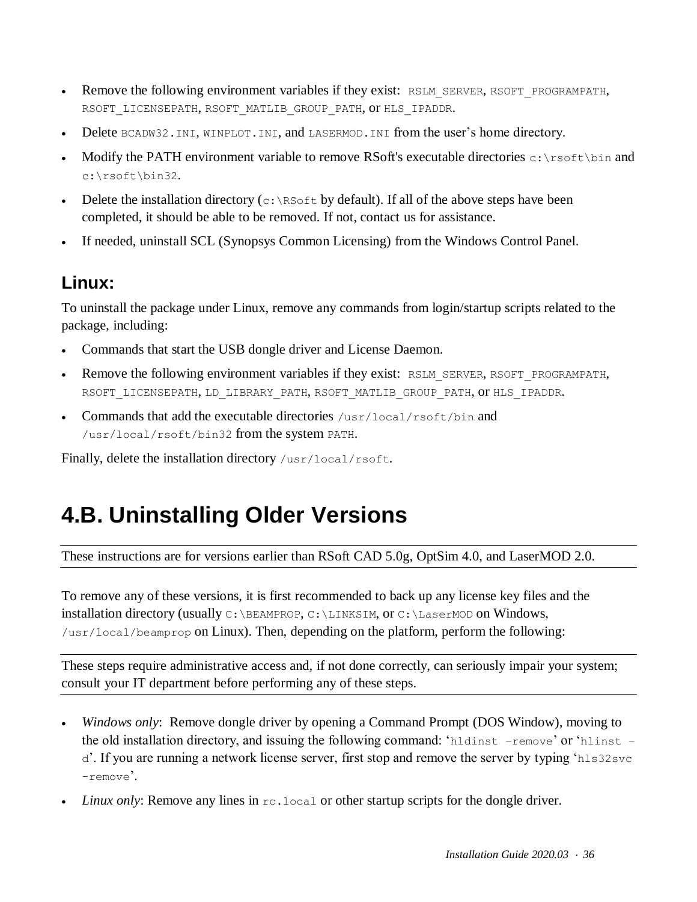- Remove the following environment variables if they exist: `RSLM_SERVER`, `RSOFT_PROGRAMPATH`, `RSOFT_LICENSEPATH`, `RSOFT_MATLIB_GROUP_PATH`, or `HLS_IPADDR`.
- Delete `BCADW32.INI`, `WINPLOT.INI`, and `LASERMOD.INI` from the user's home directory.
- Modify the PATH environment variable to remove RSoft's executable directories `c:\rsoft\bin` and `c:\rsoft\bin32`.
- Delete the installation directory (`c:\RSoft` by default). If all of the above steps have been completed, it should be able to be removed. If not, contact us for assistance.
- If needed, uninstall SCL (Synopsys Common Licensing) from the Windows Control Panel.

### Linux:

To uninstall the package under Linux, remove any commands from login/startup scripts related to the package, including:

- Commands that start the USB dongle driver and License Daemon.
- Remove the following environment variables if they exist: `RSLM_SERVER`, `RSOFT_PROGRAMPATH`, `RSOFT_LICENSEPATH`, `LD_LIBRARY_PATH`, `RSOFT_MATLIB_GROUP_PATH`, or `HLS_IPADDR`.
- Commands that add the executable directories `/usr/local/rsoft/bin` and `/usr/local/rsoft/bin32` from the system `PATH`.

Finally, delete the installation directory `/usr/local/rsoft`.

# 4.B. Uninstalling Older Versions

These instructions are for versions earlier than RSoft CAD 5.0g, OptSim 4.0, and LaserMOD 2.0.

To remove any of these versions, it is first recommended to back up any license key files and the installation directory (usually `C:\BEAMPROP`, `C:\LINKSIM`, or `C:\LaserMOD` on Windows, `/usr/local/beamprop` on Linux). Then, depending on the platform, perform the following:

These steps require administrative access and, if not done correctly, can seriously impair your system; consult your IT department before performing any of these steps.

- *Windows only*: Remove dongle driver by opening a Command Prompt (DOS Window), moving to the old installation directory, and issuing the following command: '`hldinst -remove`' or '`hlinst -d`'. If you are running a network license server, first stop and remove the server by typing '`hls32svc -remove`'.
- *Linux only*: Remove any lines in `rc.local` or other startup scripts for the dongle driver.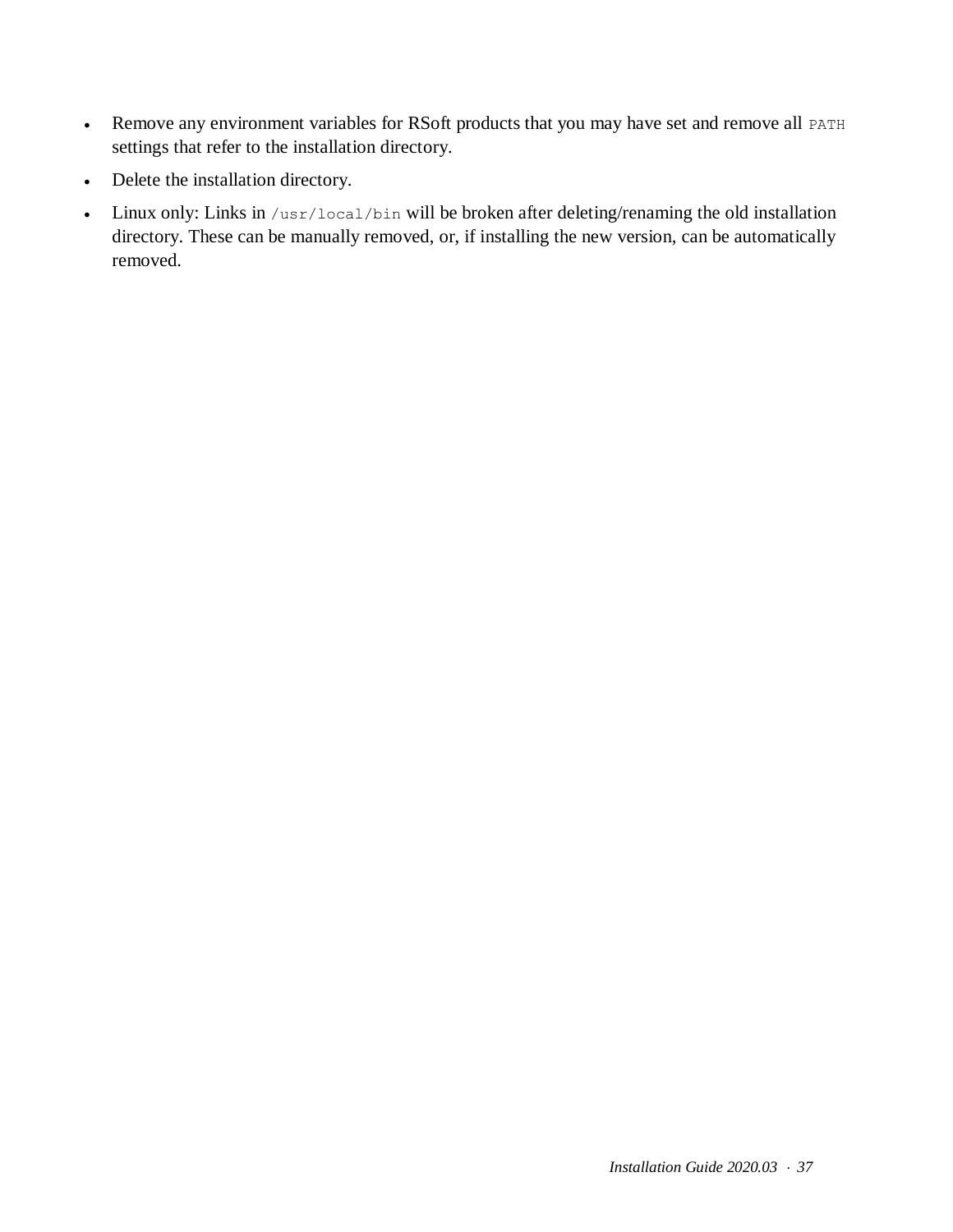- Remove any environment variables for RSoft products that you may have set and remove all `PATH` settings that refer to the installation directory.
- Delete the installation directory.
- Linux only: Links in `/usr/local/bin` will be broken after deleting/renaming the old installation directory. These can be manually removed, or, if installing the new version, can be automatically removed.